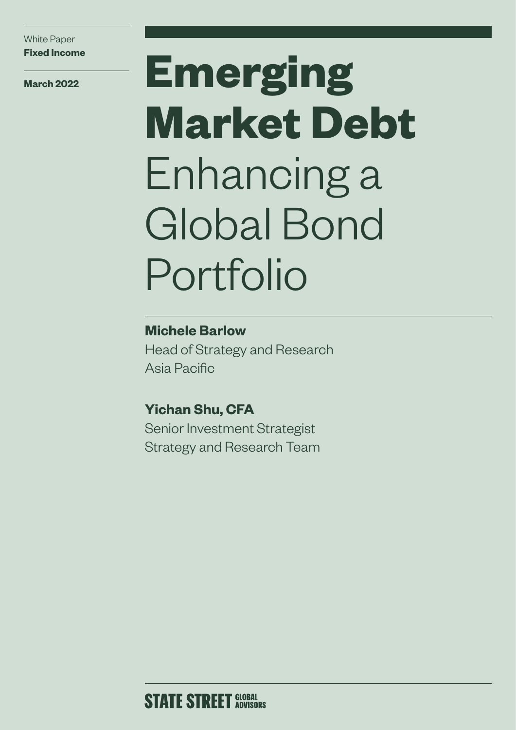White Paper
**Fixed Income**

**March 2022**

# Emerging Market Debt
## Enhancing a Global Bond Portfolio

**Michele Barlow**
Head of Strategy and Research
Asia Pacific

**Yichan Shu, CFA**
Senior Investment Strategist
Strategy and Research Team

STATE STREET GLOBAL ADVISORS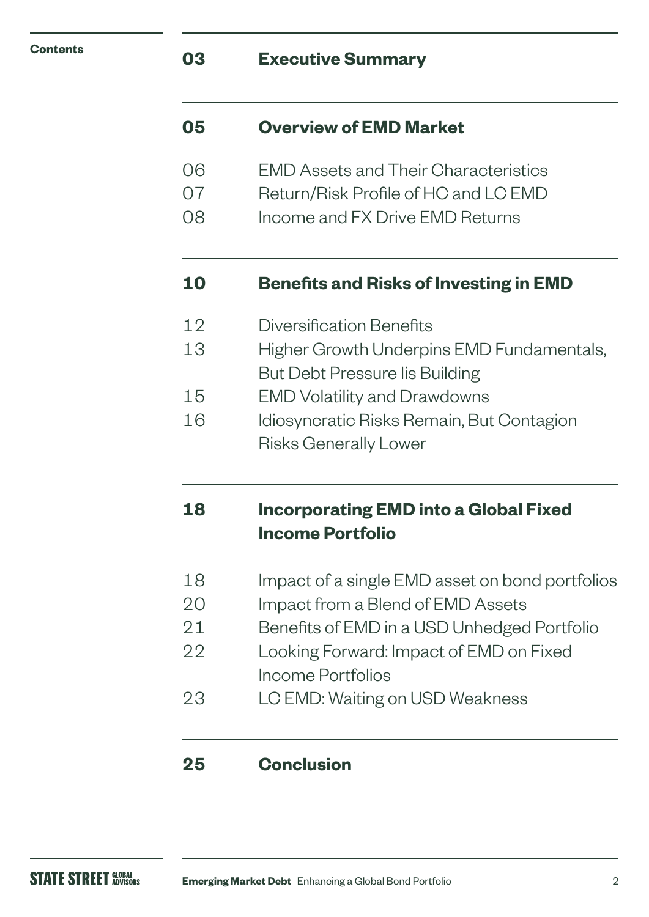**Contents**

| | |
|---|---|
| **03** | **Executive Summary** |
| **05** | **Overview of EMD Market** |
| 06 | EMD Assets and Their Characteristics |
| 07 | Return/Risk Profile of HC and LC EMD |
| 08 | Income and FX Drive EMD Returns |
| **10** | **Benefits and Risks of Investing in EMD** |
| 12 | Diversification Benefits |
| 13 | Higher Growth Underpins EMD Fundamentals, But Debt Pressure Iis Building |
| 15 | EMD Volatility and Drawdowns |
| 16 | Idiosyncratic Risks Remain, But Contagion Risks Generally Lower |
| **18** | **Incorporating EMD into a Global Fixed Income Portfolio** |
| 18 | Impact of a single EMD asset on bond portfolios |
| 20 | Impact from a Blend of EMD Assets |
| 21 | Benefits of EMD in a USD Unhedged Portfolio |
| 22 | Looking Forward: Impact of EMD on Fixed Income Portfolios |
| 23 | LC EMD: Waiting on USD Weakness |
| **25** | **Conclusion** |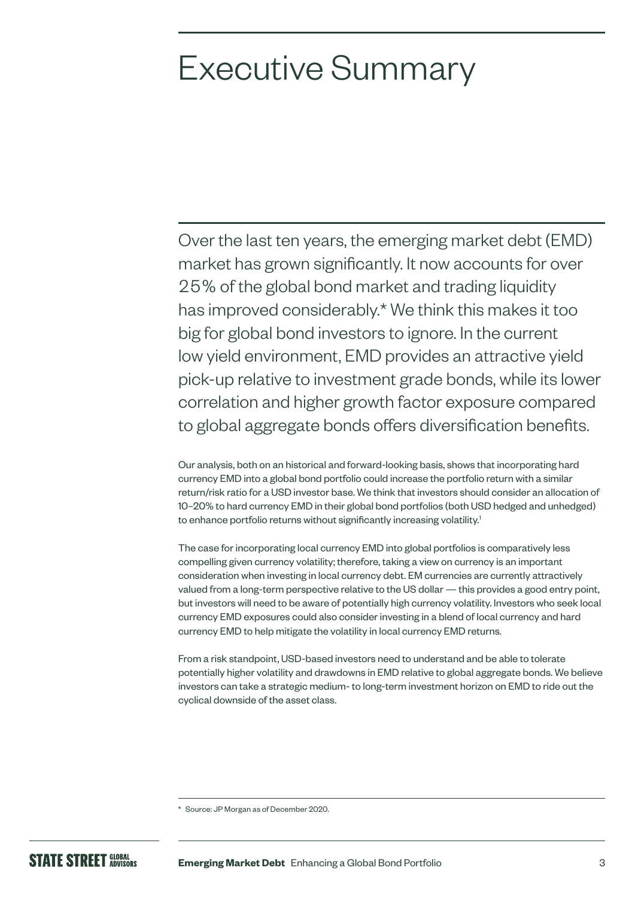# Executive Summary

Over the last ten years, the emerging market debt (EMD) market has grown significantly. It now accounts for over 25% of the global bond market and trading liquidity has improved considerably.* We think this makes it too big for global bond investors to ignore. In the current low yield environment, EMD provides an attractive yield pick-up relative to investment grade bonds, while its lower correlation and higher growth factor exposure compared to global aggregate bonds offers diversification benefits.

Our analysis, both on an historical and forward-looking basis, shows that incorporating hard currency EMD into a global bond portfolio could increase the portfolio return with a similar return/risk ratio for a USD investor base. We think that investors should consider an allocation of 10–20% to hard currency EMD in their global bond portfolios (both USD hedged and unhedged) to enhance portfolio returns without significantly increasing volatility.[1]

The case for incorporating local currency EMD into global portfolios is comparatively less compelling given currency volatility; therefore, taking a view on currency is an important consideration when investing in local currency debt. EM currencies are currently attractively valued from a long-term perspective relative to the US dollar — this provides a good entry point, but investors will need to be aware of potentially high currency volatility. Investors who seek local currency EMD exposures could also consider investing in a blend of local currency and hard currency EMD to help mitigate the volatility in local currency EMD returns.

From a risk standpoint, USD-based investors need to understand and be able to tolerate potentially higher volatility and drawdowns in EMD relative to global aggregate bonds. We believe investors can take a strategic medium- to long-term investment horizon on EMD to ride out the cyclical downside of the asset class.

\* Source: JP Morgan as of December 2020.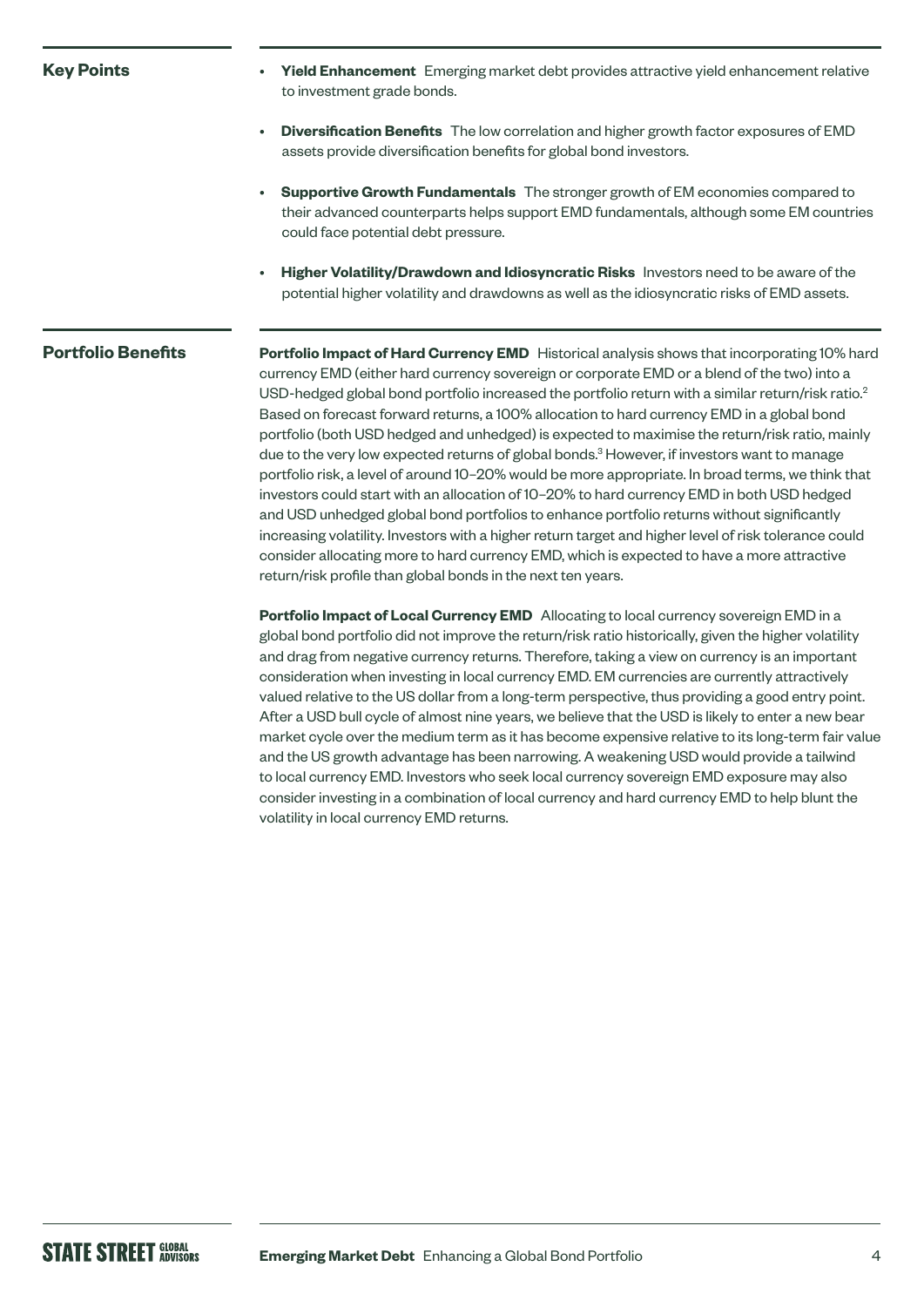## Key Points

- **Yield Enhancement** Emerging market debt provides attractive yield enhancement relative to investment grade bonds.
- **Diversification Benefits** The low correlation and higher growth factor exposures of EMD assets provide diversification benefits for global bond investors.
- **Supportive Growth Fundamentals** The stronger growth of EM economies compared to their advanced counterparts helps support EMD fundamentals, although some EM countries could face potential debt pressure.
- **Higher Volatility/Drawdown and Idiosyncratic Risks** Investors need to be aware of the potential higher volatility and drawdowns as well as the idiosyncratic risks of EMD assets.

## Portfolio Benefits

**Portfolio Impact of Hard Currency EMD** Historical analysis shows that incorporating 10% hard currency EMD (either hard currency sovereign or corporate EMD or a blend of the two) into a USD-hedged global bond portfolio increased the portfolio return with a similar return/risk ratio.[2] Based on forecast forward returns, a 100% allocation to hard currency EMD in a global bond portfolio (both USD hedged and unhedged) is expected to maximise the return/risk ratio, mainly due to the very low expected returns of global bonds.[3] However, if investors want to manage portfolio risk, a level of around 10–20% would be more appropriate. In broad terms, we think that investors could start with an allocation of 10–20% to hard currency EMD in both USD hedged and USD unhedged global bond portfolios to enhance portfolio returns without significantly increasing volatility. Investors with a higher return target and higher level of risk tolerance could consider allocating more to hard currency EMD, which is expected to have a more attractive return/risk profile than global bonds in the next ten years.

**Portfolio Impact of Local Currency EMD** Allocating to local currency sovereign EMD in a global bond portfolio did not improve the return/risk ratio historically, given the higher volatility and drag from negative currency returns. Therefore, taking a view on currency is an important consideration when investing in local currency EMD. EM currencies are currently attractively valued relative to the US dollar from a long-term perspective, thus providing a good entry point. After a USD bull cycle of almost nine years, we believe that the USD is likely to enter a new bear market cycle over the medium term as it has become expensive relative to its long-term fair value and the US growth advantage has been narrowing. A weakening USD would provide a tailwind to local currency EMD. Investors who seek local currency sovereign EMD exposure may also consider investing in a combination of local currency and hard currency EMD to help blunt the volatility in local currency EMD returns.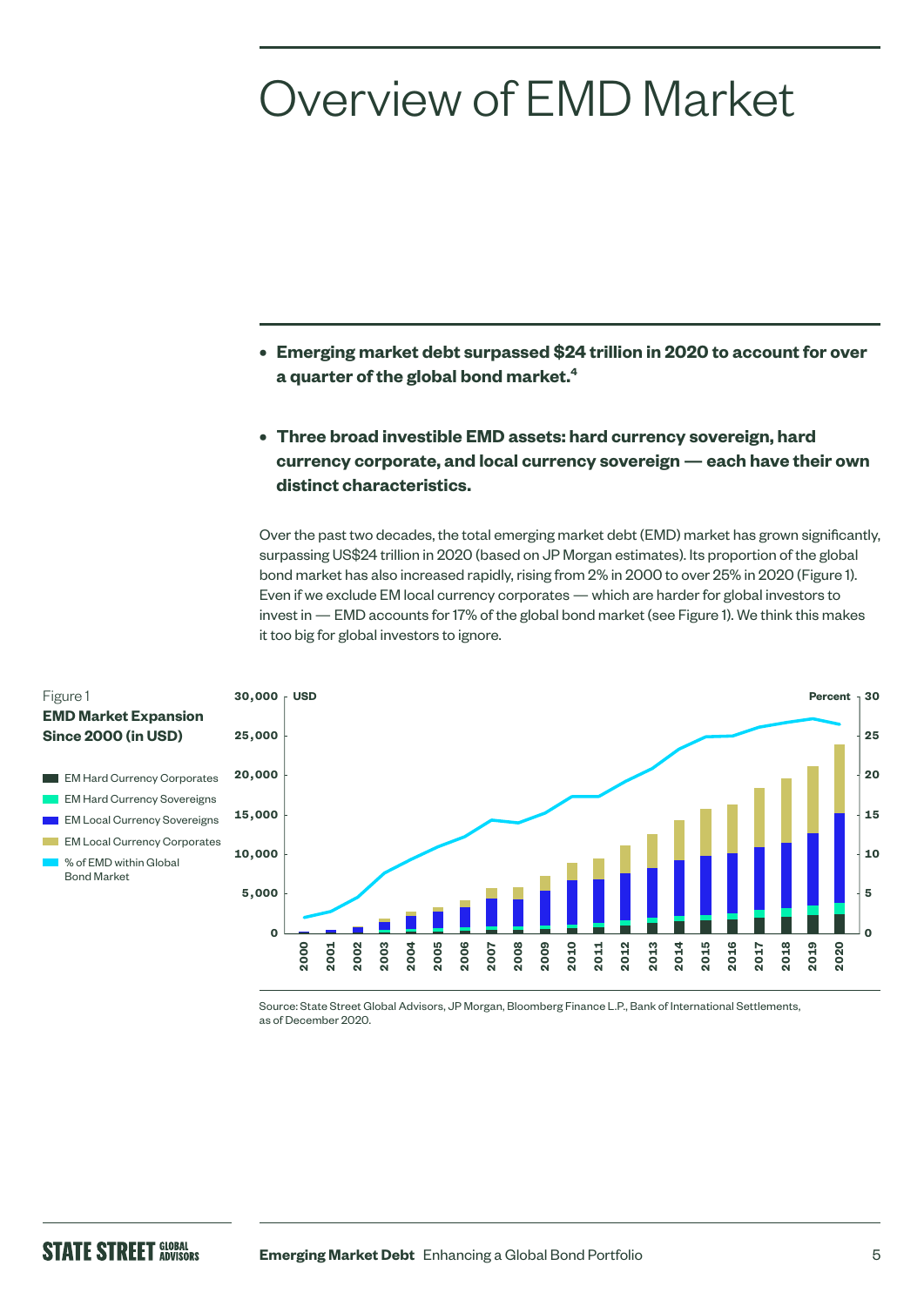# Overview of EMD Market

- **Emerging market debt surpassed $24 trillion in 2020 to account for over a quarter of the global bond market.[4]**
- **Three broad investible EMD assets: hard currency sovereign, hard currency corporate, and local currency sovereign — each have their own distinct characteristics.**

Over the past two decades, the total emerging market debt (EMD) market has grown significantly, surpassing US$24 trillion in 2020 (based on JP Morgan estimates). Its proportion of the global bond market has also increased rapidly, rising from 2% in 2000 to over 25% in 2020 (Figure 1). Even if we exclude EM local currency corporates — which are harder for global investors to invest in — EMD accounts for 17% of the global bond market (see Figure 1). We think this makes it too big for global investors to ignore.

Figure 1
**EMD Market Expansion Since 2000 (in USD)**

- EM Hard Currency Corporates
- EM Hard Currency Sovereigns
- EM Local Currency Sovereigns
- EM Local Currency Corporates
- % of EMD within Global Bond Market

Source: State Street Global Advisors, JP Morgan, Bloomberg Finance L.P., Bank of International Settlements, as of December 2020.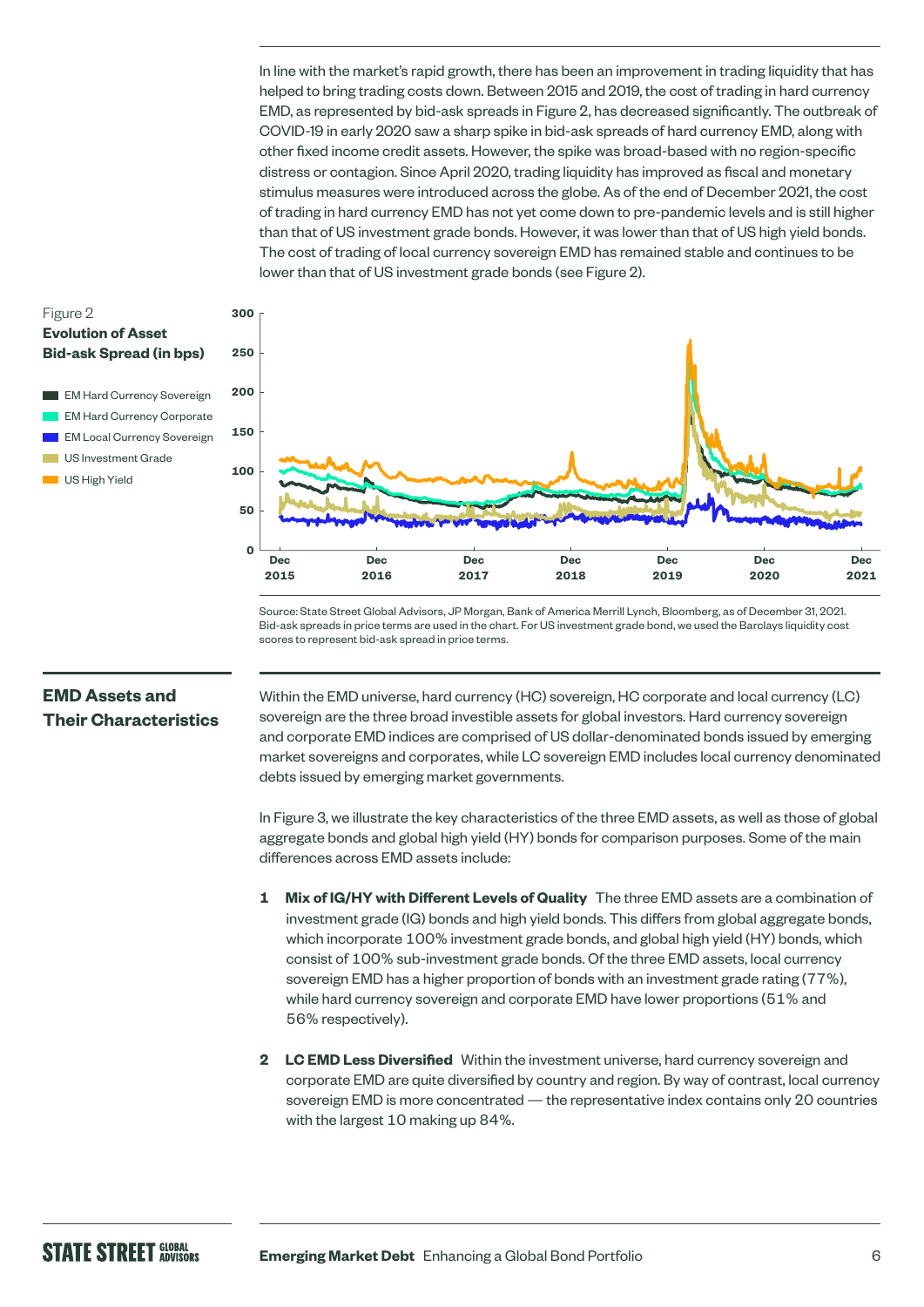In line with the market's rapid growth, there has been an improvement in trading liquidity that has helped to bring trading costs down. Between 2015 and 2019, the cost of trading in hard currency EMD, as represented by bid-ask spreads in Figure 2, has decreased significantly. The outbreak of COVID-19 in early 2020 saw a sharp spike in bid-ask spreads of hard currency EMD, along with other fixed income credit assets. However, the spike was broad-based with no region-specific distress or contagion. Since April 2020, trading liquidity has improved as fiscal and monetary stimulus measures were introduced across the globe. As of the end of December 2021, the cost of trading in hard currency EMD has not yet come down to pre-pandemic levels and is still higher than that of US investment grade bonds. However, it was lower than that of US high yield bonds. The cost of trading of local currency sovereign EMD has remained stable and continues to be lower than that of US investment grade bonds (see Figure 2).

Figure 2
**Evolution of Asset Bid-ask Spread (in bps)**

- EM Hard Currency Sovereign
- EM Hard Currency Corporate
- EM Local Currency Sovereign
- US Investment Grade
- US High Yield

Source: State Street Global Advisors, JP Morgan, Bank of America Merrill Lynch, Bloomberg, as of December 31, 2021. Bid-ask spreads in price terms are used in the chart. For US investment grade bond, we used the Barclays liquidity cost scores to represent bid-ask spread in price terms.

## EMD Assets and Their Characteristics

Within the EMD universe, hard currency (HC) sovereign, HC corporate and local currency (LC) sovereign are the three broad investible assets for global investors. Hard currency sovereign and corporate EMD indices are comprised of US dollar-denominated bonds issued by emerging market sovereigns and corporates, while LC sovereign EMD includes local currency denominated debts issued by emerging market governments.

In Figure 3, we illustrate the key characteristics of the three EMD assets, as well as those of global aggregate bonds and global high yield (HY) bonds for comparison purposes. Some of the main differences across EMD assets include:

1. **Mix of IG/HY with Different Levels of Quality** The three EMD assets are a combination of investment grade (IG) bonds and high yield bonds. This differs from global aggregate bonds, which incorporate 100% investment grade bonds, and global high yield (HY) bonds, which consist of 100% sub-investment grade bonds. Of the three EMD assets, local currency sovereign EMD has a higher proportion of bonds with an investment grade rating (77%), while hard currency sovereign and corporate EMD have lower proportions (51% and 56% respectively).

2. **LC EMD Less Diversified** Within the investment universe, hard currency sovereign and corporate EMD are quite diversified by country and region. By way of contrast, local currency sovereign EMD is more concentrated — the representative index contains only 20 countries with the largest 10 making up 84%.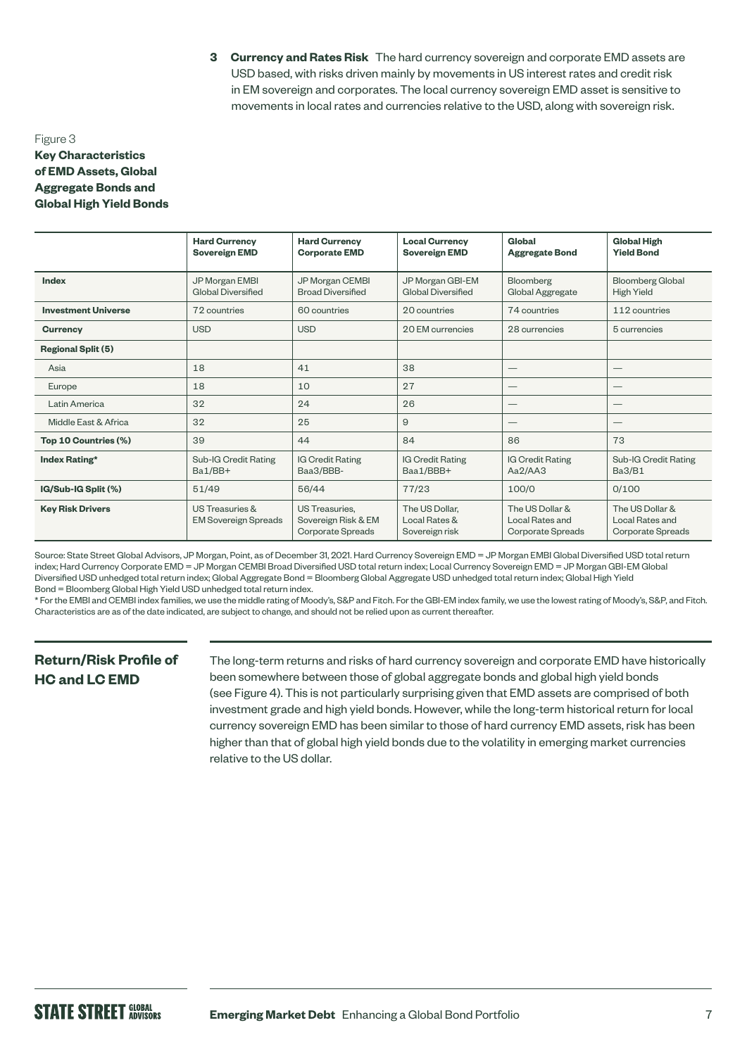3 **Currency and Rates Risk** The hard currency sovereign and corporate EMD assets are USD based, with risks driven mainly by movements in US interest rates and credit risk in EM sovereign and corporates. The local currency sovereign EMD asset is sensitive to movements in local rates and currencies relative to the USD, along with sovereign risk.

Figure 3

**Key Characteristics of EMD Assets, Global Aggregate Bonds and Global High Yield Bonds**

| | Hard Currency Sovereign EMD | Hard Currency Corporate EMD | Local Currency Sovereign EMD | Global Aggregate Bond | Global High Yield Bond |
|---|---|---|---|---|---|
| **Index** | JP Morgan EMBI Global Diversified | JP Morgan CEMBI Broad Diversified | JP Morgan GBI-EM Global Diversified | Bloomberg Global Aggregate | Bloomberg Global High Yield |
| **Investment Universe** | 72 countries | 60 countries | 20 countries | 74 countries | 112 countries |
| **Currency** | USD | USD | 20 EM currencies | 28 currencies | 5 currencies |
| **Regional Split (5)** | | | | | |
| Asia | 18 | 41 | 38 | — | — |
| Europe | 18 | 10 | 27 | — | — |
| Latin America | 32 | 24 | 26 | — | — |
| Middle East & Africa | 32 | 25 | 9 | — | — |
| **Top 10 Countries (%)** | 39 | 44 | 84 | 86 | 73 |
| **Index Rating*** | Sub-IG Credit Rating Ba1/BB+ | IG Credit Rating Baa3/BBB- | IG Credit Rating Baa1/BBB+ | IG Credit Rating Aa2/AA3 | Sub-IG Credit Rating Ba3/B1 |
| **IG/Sub-IG Split (%)** | 51/49 | 56/44 | 77/23 | 100/0 | 0/100 |
| **Key Risk Drivers** | US Treasuries & EM Sovereign Spreads | US Treasuries, Sovereign Risk & EM Corporate Spreads | The US Dollar, Local Rates & Sovereign risk | The US Dollar & Local Rates and Corporate Spreads | The US Dollar & Local Rates and Corporate Spreads |

Source: State Street Global Advisors, JP Morgan, Point, as of December 31, 2021. Hard Currency Sovereign EMD = JP Morgan EMBI Global Diversified USD total return index; Hard Currency Corporate EMD = JP Morgan CEMBI Broad Diversified USD total return index; Local Currency Sovereign EMD = JP Morgan GBI-EM Global Diversified USD unhedged total return index; Global Aggregate Bond = Bloomberg Global Aggregate USD unhedged total return index; Global High Yield Bond = Bloomberg Global High Yield USD unhedged total return index.

* For the EMBI and CEMBI index families, we use the middle rating of Moody's, S&P and Fitch. For the GBI-EM index family, we use the lowest rating of Moody's, S&P, and Fitch. Characteristics are as of the date indicated, are subject to change, and should not be relied upon as current thereafter.

## Return/Risk Profile of HC and LC EMD

The long-term returns and risks of hard currency sovereign and corporate EMD have historically been somewhere between those of global aggregate bonds and global high yield bonds (see Figure 4). This is not particularly surprising given that EMD assets are comprised of both investment grade and high yield bonds. However, while the long-term historical return for local currency sovereign EMD has been similar to those of hard currency EMD assets, risk has been higher than that of global high yield bonds due to the volatility in emerging market currencies relative to the US dollar.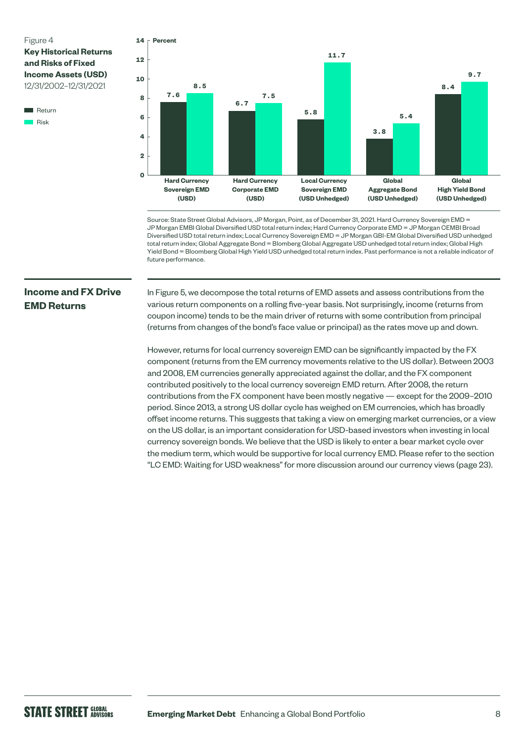Figure 4

**Key Historical Returns and Risks of Fixed Income Assets (USD)**

12/31/2002–12/31/2021

| Percent | Hard Currency Sovereign EMD (USD) | Hard Currency Corporate EMD (USD) | Local Currency Sovereign EMD (USD Unhedged) | Global Aggregate Bond (USD Unhedged) | Global High Yield Bond (USD Unhedged) |
|---|---|---|---|---|---|
| Return | 7.6 | 6.7 | 5.8 | 3.8 | 8.4 |
| Risk | 8.5 | 7.5 | 11.7 | 5.4 | 9.7 |

Source: State Street Global Advisors, JP Morgan, Point, as of December 31, 2021. Hard Currency Sovereign EMD = JP Morgan EMBI Global Diversified USD total return index; Hard Currency Corporate EMD = JP Morgan CEMBI Broad Diversified USD total return index; Local Currency Sovereign EMD = JP Morgan GBI-EM Global Diversified USD unhedged total return index; Global Aggregate Bond = Blomberg Global Aggregate USD unhedged total return index; Global High Yield Bond = Bloomberg Global High Yield USD unhedged total return index. Past performance is not a reliable indicator of future performance.

## Income and FX Drive EMD Returns

In Figure 5, we decompose the total returns of EMD assets and assess contributions from the various return components on a rolling five-year basis. Not surprisingly, income (returns from coupon income) tends to be the main driver of returns with some contribution from principal (returns from changes of the bond's face value or principal) as the rates move up and down.

However, returns for local currency sovereign EMD can be significantly impacted by the FX component (returns from the EM currency movements relative to the US dollar). Between 2003 and 2008, EM currencies generally appreciated against the dollar, and the FX component contributed positively to the local currency sovereign EMD return. After 2008, the return contributions from the FX component have been mostly negative — except for the 2009–2010 period. Since 2013, a strong US dollar cycle has weighed on EM currencies, which has broadly offset income returns. This suggests that taking a view on emerging market currencies, or a view on the US dollar, is an important consideration for USD-based investors when investing in local currency sovereign bonds. We believe that the USD is likely to enter a bear market cycle over the medium term, which would be supportive for local currency EMD. Please refer to the section "LC EMD: Waiting for USD weakness" for more discussion around our currency views (page 23).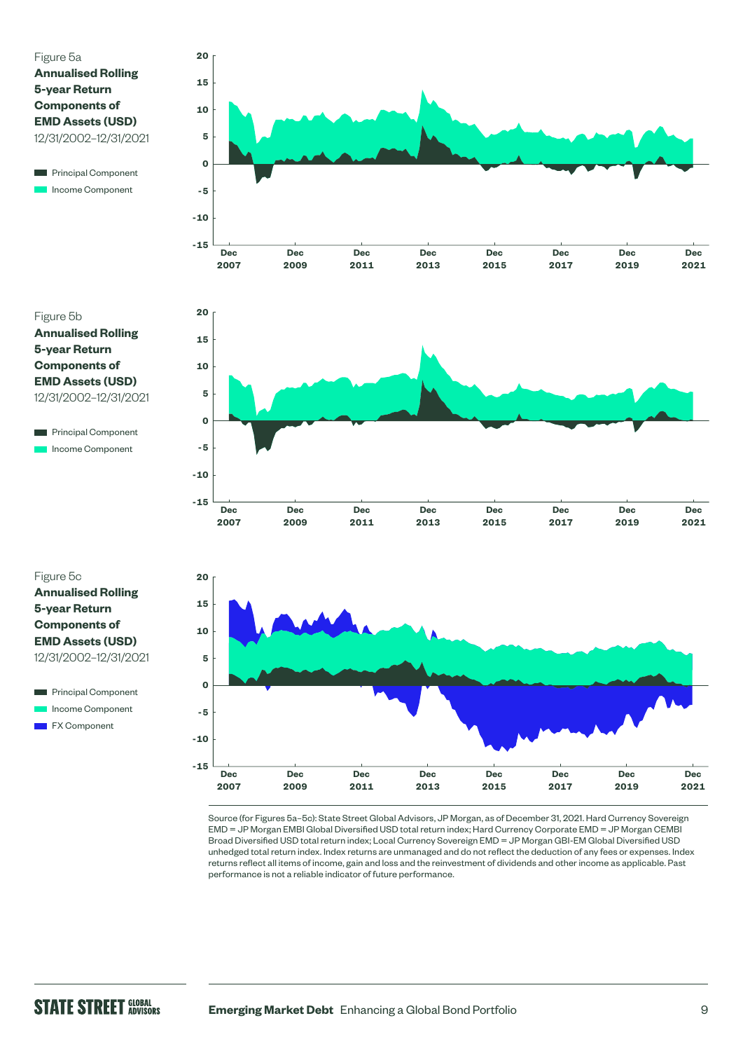Figure 5a

**Annualised Rolling 5-year Return Components of EMD Assets (USD)**

12/31/2002–12/31/2021

- Principal Component
- Income Component

Figure 5b

**Annualised Rolling 5-year Return Components of EMD Assets (USD)**

12/31/2002–12/31/2021

- Principal Component
- Income Component

Figure 5c

**Annualised Rolling 5-year Return Components of EMD Assets (USD)**

12/31/2002–12/31/2021

- Principal Component
- Income Component
- FX Component

Source (for Figures 5a–5c): State Street Global Advisors, JP Morgan, as of December 31, 2021. Hard Currency Sovereign EMD = JP Morgan EMBI Global Diversified USD total return index; Hard Currency Corporate EMD = JP Morgan CEMBI Broad Diversified USD total return index; Local Currency Sovereign EMD = JP Morgan GBI-EM Global Diversified USD unhedged total return index. Index returns are unmanaged and do not reflect the deduction of any fees or expenses. Index returns reflect all items of income, gain and loss and the reinvestment of dividends and other income as applicable. Past performance is not a reliable indicator of future performance.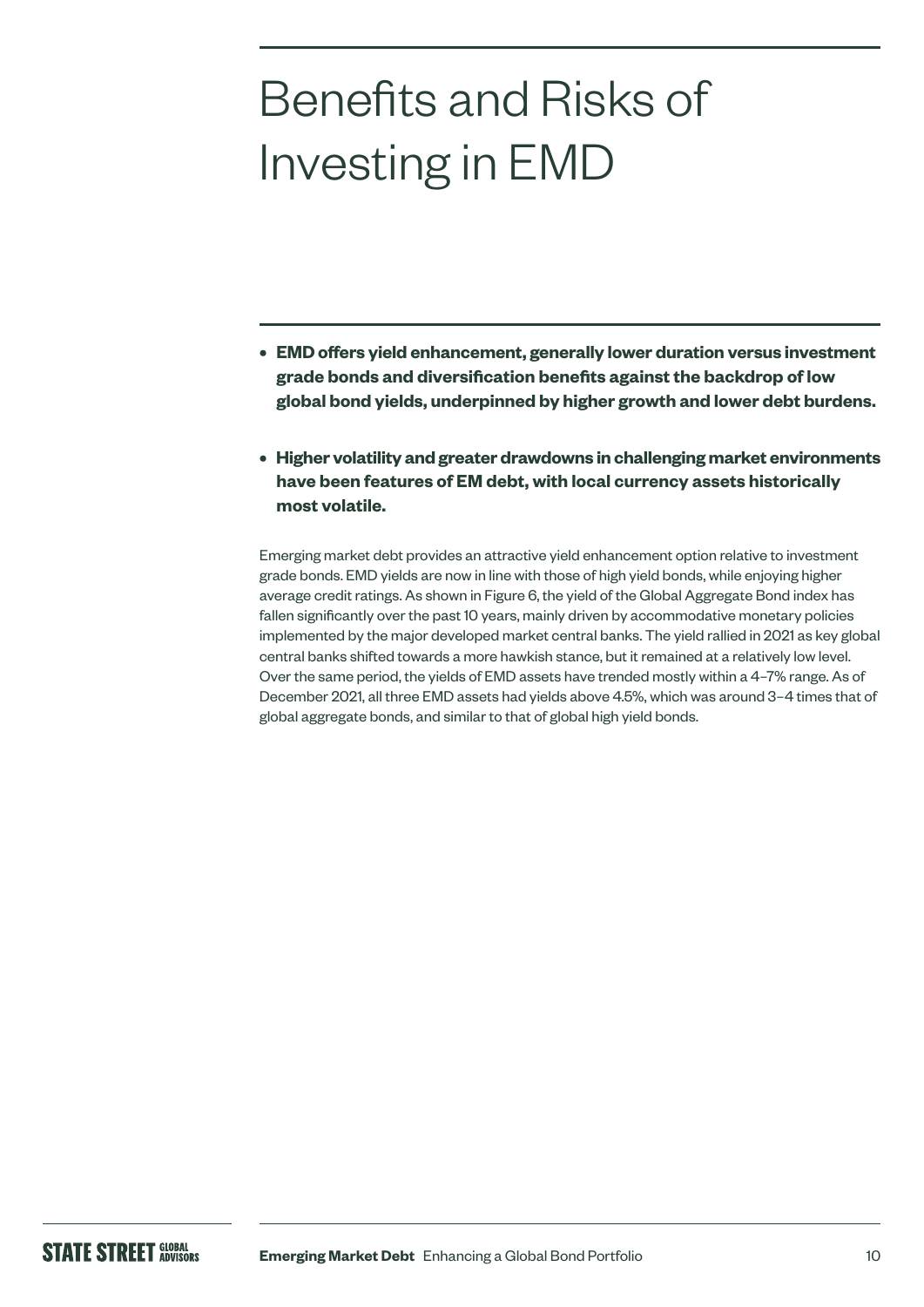# Benefits and Risks of Investing in EMD

- **EMD offers yield enhancement, generally lower duration versus investment grade bonds and diversification benefits against the backdrop of low global bond yields, underpinned by higher growth and lower debt burdens.**

- **Higher volatility and greater drawdowns in challenging market environments have been features of EM debt, with local currency assets historically most volatile.**

Emerging market debt provides an attractive yield enhancement option relative to investment grade bonds. EMD yields are now in line with those of high yield bonds, while enjoying higher average credit ratings. As shown in Figure 6, the yield of the Global Aggregate Bond index has fallen significantly over the past 10 years, mainly driven by accommodative monetary policies implemented by the major developed market central banks. The yield rallied in 2021 as key global central banks shifted towards a more hawkish stance, but it remained at a relatively low level. Over the same period, the yields of EMD assets have trended mostly within a 4–7% range. As of December 2021, all three EMD assets had yields above 4.5%, which was around 3–4 times that of global aggregate bonds, and similar to that of global high yield bonds.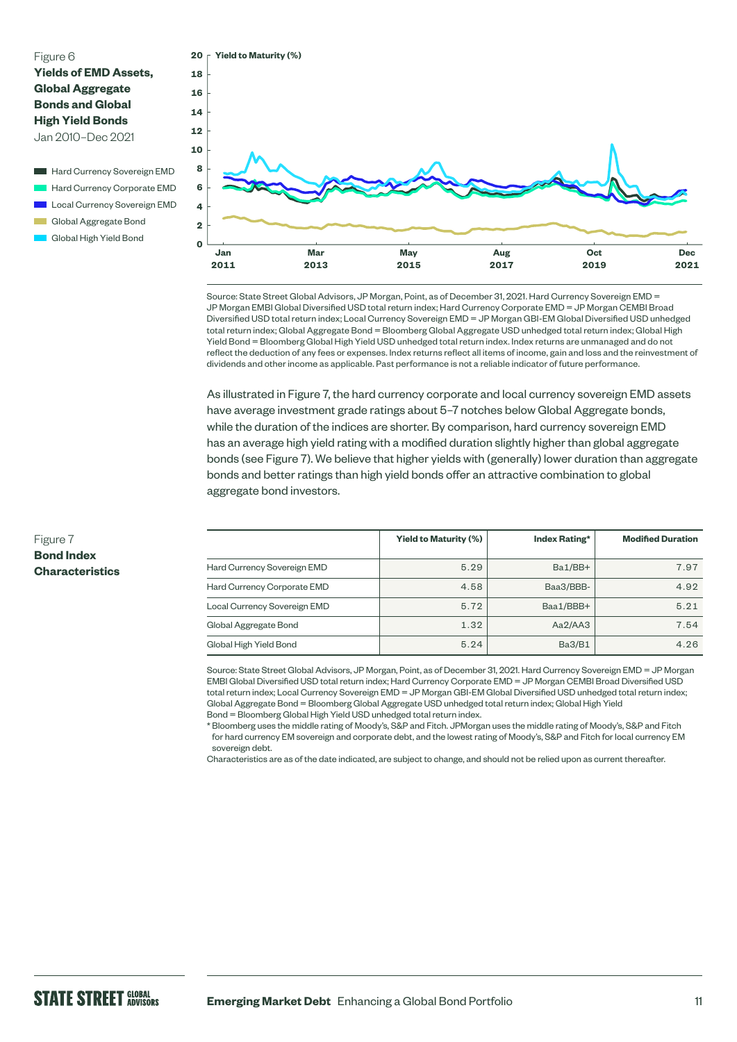Figure 6

**Yields of EMD Assets, Global Aggregate Bonds and Global High Yield Bonds**

Jan 2010–Dec 2021

Source: State Street Global Advisors, JP Morgan, Point, as of December 31, 2021. Hard Currency Sovereign EMD = JP Morgan EMBI Global Diversified USD total return index; Hard Currency Corporate EMD = JP Morgan CEMBI Broad Diversified USD total return index; Local Currency Sovereign EMD = JP Morgan GBI-EM Global Diversified USD unhedged total return index; Global Aggregate Bond = Bloomberg Global Aggregate USD unhedged total return index; Global High Yield Bond = Bloomberg Global High Yield USD unhedged total return index. Index returns are unmanaged and do not reflect the deduction of any fees or expenses. Index returns reflect all items of income, gain and loss and the reinvestment of dividends and other income as applicable. Past performance is not a reliable indicator of future performance.

As illustrated in Figure 7, the hard currency corporate and local currency sovereign EMD assets have average investment grade ratings about 5–7 notches below Global Aggregate bonds, while the duration of the indices are shorter. By comparison, hard currency sovereign EMD has an average high yield rating with a modified duration slightly higher than global aggregate bonds (see Figure 7). We believe that higher yields with (generally) lower duration than aggregate bonds and better ratings than high yield bonds offer an attractive combination to global aggregate bond investors.

Figure 7

**Bond Index Characteristics**

| | Yield to Maturity (%) | Index Rating* | Modified Duration |
|---|---|---|---|
| Hard Currency Sovereign EMD | 5.29 | Ba1/BB+ | 7.97 |
| Hard Currency Corporate EMD | 4.58 | Baa3/BBB- | 4.92 |
| Local Currency Sovereign EMD | 5.72 | Baa1/BBB+ | 5.21 |
| Global Aggregate Bond | 1.32 | Aa2/AA3 | 7.54 |
| Global High Yield Bond | 5.24 | Ba3/B1 | 4.26 |

Source: State Street Global Advisors, JP Morgan, Point, as of December 31, 2021. Hard Currency Sovereign EMD = JP Morgan EMBI Global Diversified USD total return index; Hard Currency Corporate EMD = JP Morgan CEMBI Broad Diversified USD total return index; Local Currency Sovereign EMD = JP Morgan GBI-EM Global Diversified USD unhedged total return index; Global Aggregate Bond = Bloomberg Global Aggregate USD unhedged total return index; Global High Yield Bond = Bloomberg Global High Yield USD unhedged total return index.

* Bloomberg uses the middle rating of Moody's, S&P and Fitch. JPMorgan uses the middle rating of Moody's, S&P and Fitch for hard currency EM sovereign and corporate debt, and the lowest rating of Moody's, S&P and Fitch for local currency EM sovereign debt.

Characteristics are as of the date indicated, are subject to change, and should not be relied upon as current thereafter.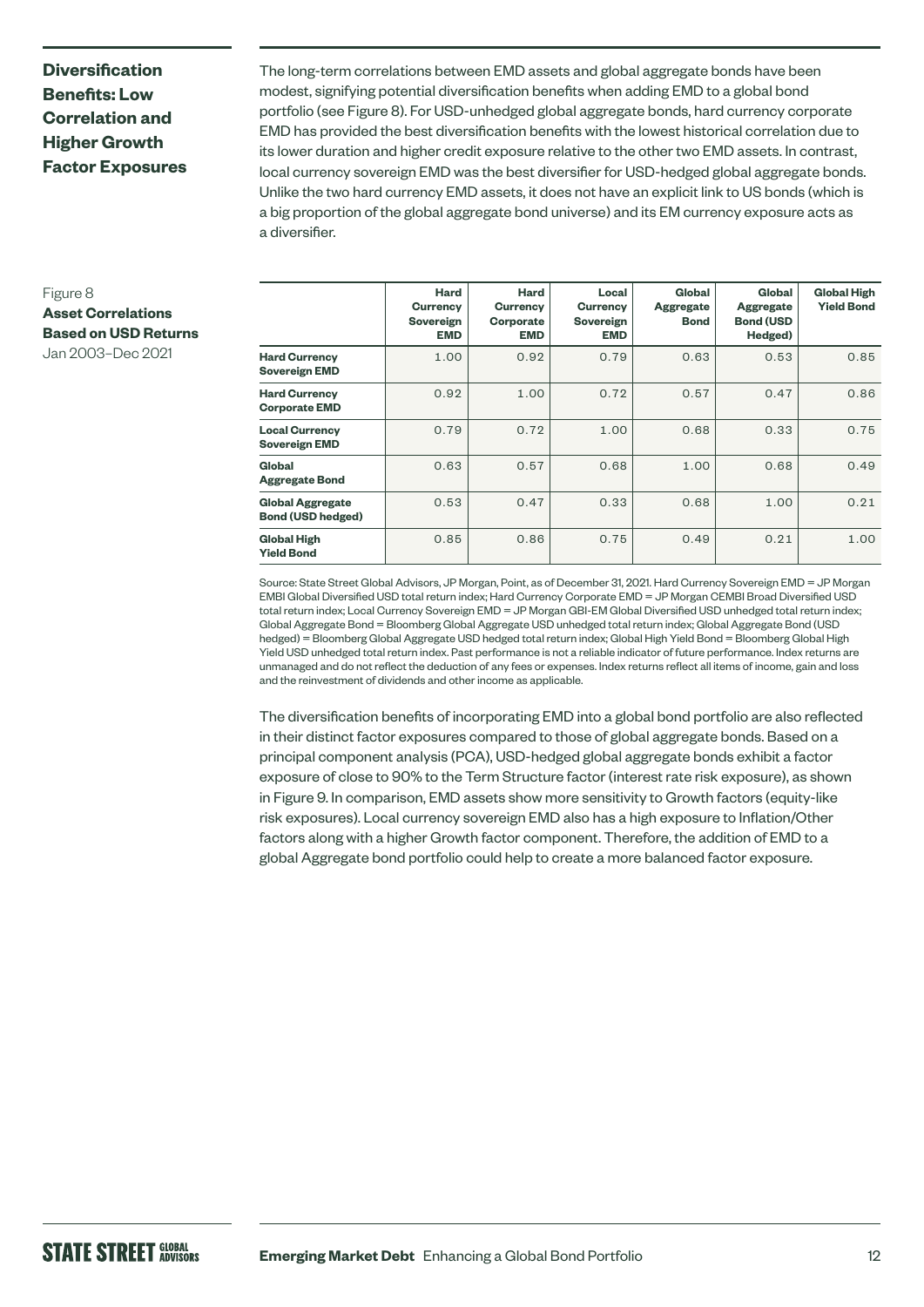## Diversification Benefits: Low Correlation and Higher Growth Factor Exposures

The long-term correlations between EMD assets and global aggregate bonds have been modest, signifying potential diversification benefits when adding EMD to a global bond portfolio (see Figure 8). For USD-unhedged global aggregate bonds, hard currency corporate EMD has provided the best diversification benefits with the lowest historical correlation due to its lower duration and higher credit exposure relative to the other two EMD assets. In contrast, local currency sovereign EMD was the best diversifier for USD-hedged global aggregate bonds. Unlike the two hard currency EMD assets, it does not have an explicit link to US bonds (which is a big proportion of the global aggregate bond universe) and its EM currency exposure acts as a diversifier.

Figure 8
**Asset Correlations Based on USD Returns**
Jan 2003–Dec 2021

| | Hard Currency Sovereign EMD | Hard Currency Corporate EMD | Local Currency Sovereign EMD | Global Aggregate Bond | Global Aggregate Bond (USD Hedged) | Global High Yield Bond |
|---|---|---|---|---|---|---|
| **Hard Currency Sovereign EMD** | 1.00 | 0.92 | 0.79 | 0.63 | 0.53 | 0.85 |
| **Hard Currency Corporate EMD** | 0.92 | 1.00 | 0.72 | 0.57 | 0.47 | 0.86 |
| **Local Currency Sovereign EMD** | 0.79 | 0.72 | 1.00 | 0.68 | 0.33 | 0.75 |
| **Global Aggregate Bond** | 0.63 | 0.57 | 0.68 | 1.00 | 0.68 | 0.49 |
| **Global Aggregate Bond (USD hedged)** | 0.53 | 0.47 | 0.33 | 0.68 | 1.00 | 0.21 |
| **Global High Yield Bond** | 0.85 | 0.86 | 0.75 | 0.49 | 0.21 | 1.00 |

Source: State Street Global Advisors, JP Morgan, Point, as of December 31, 2021. Hard Currency Sovereign EMD = JP Morgan EMBI Global Diversified USD total return index; Hard Currency Corporate EMD = JP Morgan CEMBI Broad Diversified USD total return index; Local Currency Sovereign EMD = JP Morgan GBI-EM Global Diversified USD unhedged total return index; Global Aggregate Bond = Bloomberg Global Aggregate USD unhedged total return index; Global Aggregate Bond (USD hedged) = Bloomberg Global Aggregate USD hedged total return index; Global High Yield Bond = Bloomberg Global High Yield USD unhedged total return index. Past performance is not a reliable indicator of future performance. Index returns are unmanaged and do not reflect the deduction of any fees or expenses. Index returns reflect all items of income, gain and loss and the reinvestment of dividends and other income as applicable.

The diversification benefits of incorporating EMD into a global bond portfolio are also reflected in their distinct factor exposures compared to those of global aggregate bonds. Based on a principal component analysis (PCA), USD-hedged global aggregate bonds exhibit a factor exposure of close to 90% to the Term Structure factor (interest rate risk exposure), as shown in Figure 9. In comparison, EMD assets show more sensitivity to Growth factors (equity-like risk exposures). Local currency sovereign EMD also has a high exposure to Inflation/Other factors along with a higher Growth factor component. Therefore, the addition of EMD to a global Aggregate bond portfolio could help to create a more balanced factor exposure.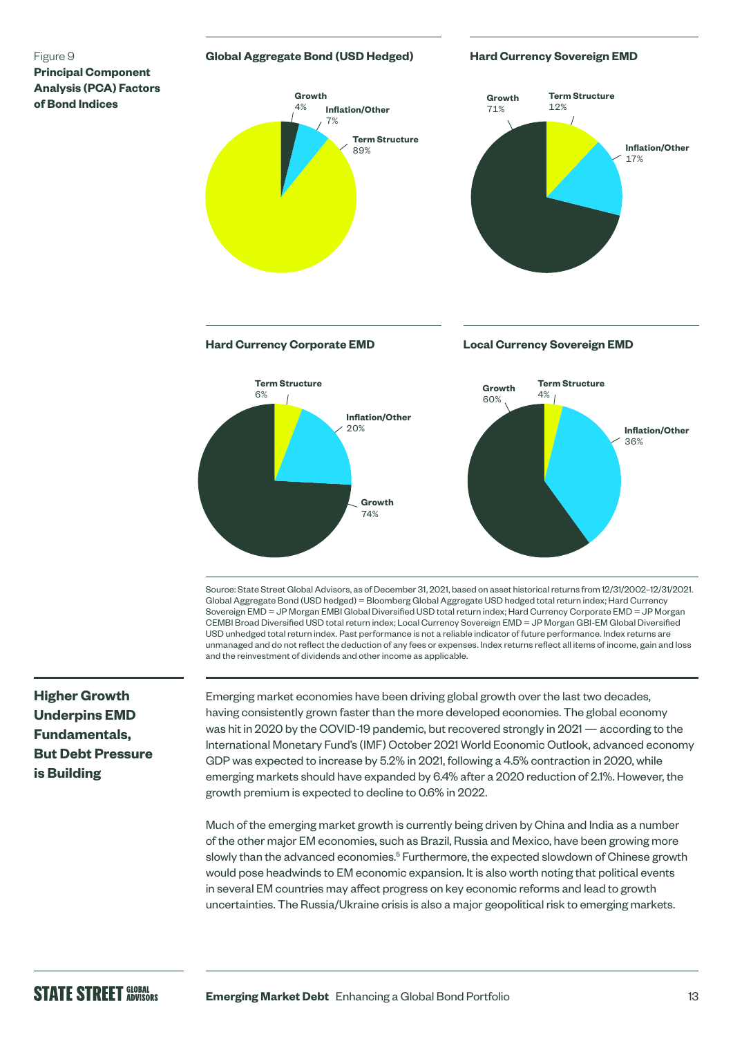Figure 9
**Principal Component Analysis (PCA) Factors of Bond Indices**

**Global Aggregate Bond (USD Hedged)**

Growth 4%
Inflation/Other 7%
Term Structure 89%

**Hard Currency Sovereign EMD**

Growth 71%
Term Structure 12%
Inflation/Other 17%

**Hard Currency Corporate EMD**

Term Structure 6%
Inflation/Other 20%
Growth 74%

**Local Currency Sovereign EMD**

Growth 60%
Term Structure 4%
Inflation/Other 36%

Source: State Street Global Advisors, as of December 31, 2021, based on asset historical returns from 12/31/2002–12/31/2021. Global Aggregate Bond (USD hedged) = Bloomberg Global Aggregate USD hedged total return index; Hard Currency Sovereign EMD = JP Morgan EMBI Global Diversified USD total return index; Hard Currency Corporate EMD = JP Morgan CEMBI Broad Diversified USD total return index; Local Currency Sovereign EMD = JP Morgan GBI-EM Global Diversified USD unhedged total return index. Past performance is not a reliable indicator of future performance. Index returns are unmanaged and do not reflect the deduction of any fees or expenses. Index returns reflect all items of income, gain and loss and the reinvestment of dividends and other income as applicable.

## Higher Growth Underpins EMD Fundamentals, But Debt Pressure is Building

Emerging market economies have been driving global growth over the last two decades, having consistently grown faster than the more developed economies. The global economy was hit in 2020 by the COVID-19 pandemic, but recovered strongly in 2021 — according to the International Monetary Fund's (IMF) October 2021 World Economic Outlook, advanced economy GDP was expected to increase by 5.2% in 2021, following a 4.5% contraction in 2020, while emerging markets should have expanded by 6.4% after a 2020 reduction of 2.1%. However, the growth premium is expected to decline to 0.6% in 2022.

Much of the emerging market growth is currently being driven by China and India as a number of the other major EM economies, such as Brazil, Russia and Mexico, have been growing more slowly than the advanced economies.[5] Furthermore, the expected slowdown of Chinese growth would pose headwinds to EM economic expansion. It is also worth noting that political events in several EM countries may affect progress on key economic reforms and lead to growth uncertainties. The Russia/Ukraine crisis is also a major geopolitical risk to emerging markets.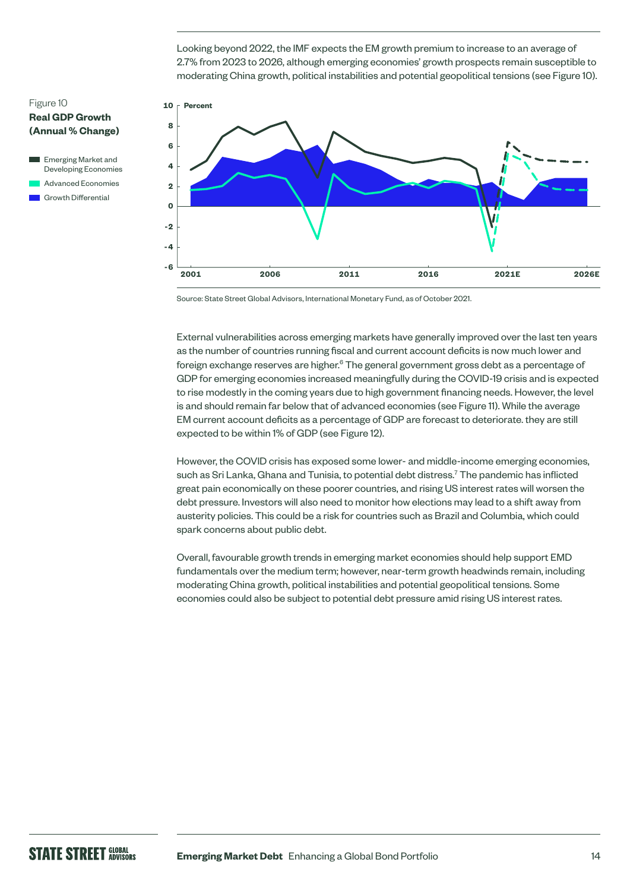Looking beyond 2022, the IMF expects the EM growth premium to increase to an average of 2.7% from 2023 to 2026, although emerging economies' growth prospects remain susceptible to moderating China growth, political instabilities and potential geopolitical tensions (see Figure 10).

Figure 10
**Real GDP Growth (Annual % Change)**

Source: State Street Global Advisors, International Monetary Fund, as of October 2021.

External vulnerabilities across emerging markets have generally improved over the last ten years as the number of countries running fiscal and current account deficits is now much lower and foreign exchange reserves are higher.[6] The general government gross debt as a percentage of GDP for emerging economies increased meaningfully during the COVID-19 crisis and is expected to rise modestly in the coming years due to high government financing needs. However, the level is and should remain far below that of advanced economies (see Figure 11). While the average EM current account deficits as a percentage of GDP are forecast to deteriorate. they are still expected to be within 1% of GDP (see Figure 12).

However, the COVID crisis has exposed some lower- and middle-income emerging economies, such as Sri Lanka, Ghana and Tunisia, to potential debt distress.[7] The pandemic has inflicted great pain economically on these poorer countries, and rising US interest rates will worsen the debt pressure. Investors will also need to monitor how elections may lead to a shift away from austerity policies. This could be a risk for countries such as Brazil and Columbia, which could spark concerns about public debt.

Overall, favourable growth trends in emerging market economies should help support EMD fundamentals over the medium term; however, near-term growth headwinds remain, including moderating China growth, political instabilities and potential geopolitical tensions. Some economies could also be subject to potential debt pressure amid rising US interest rates.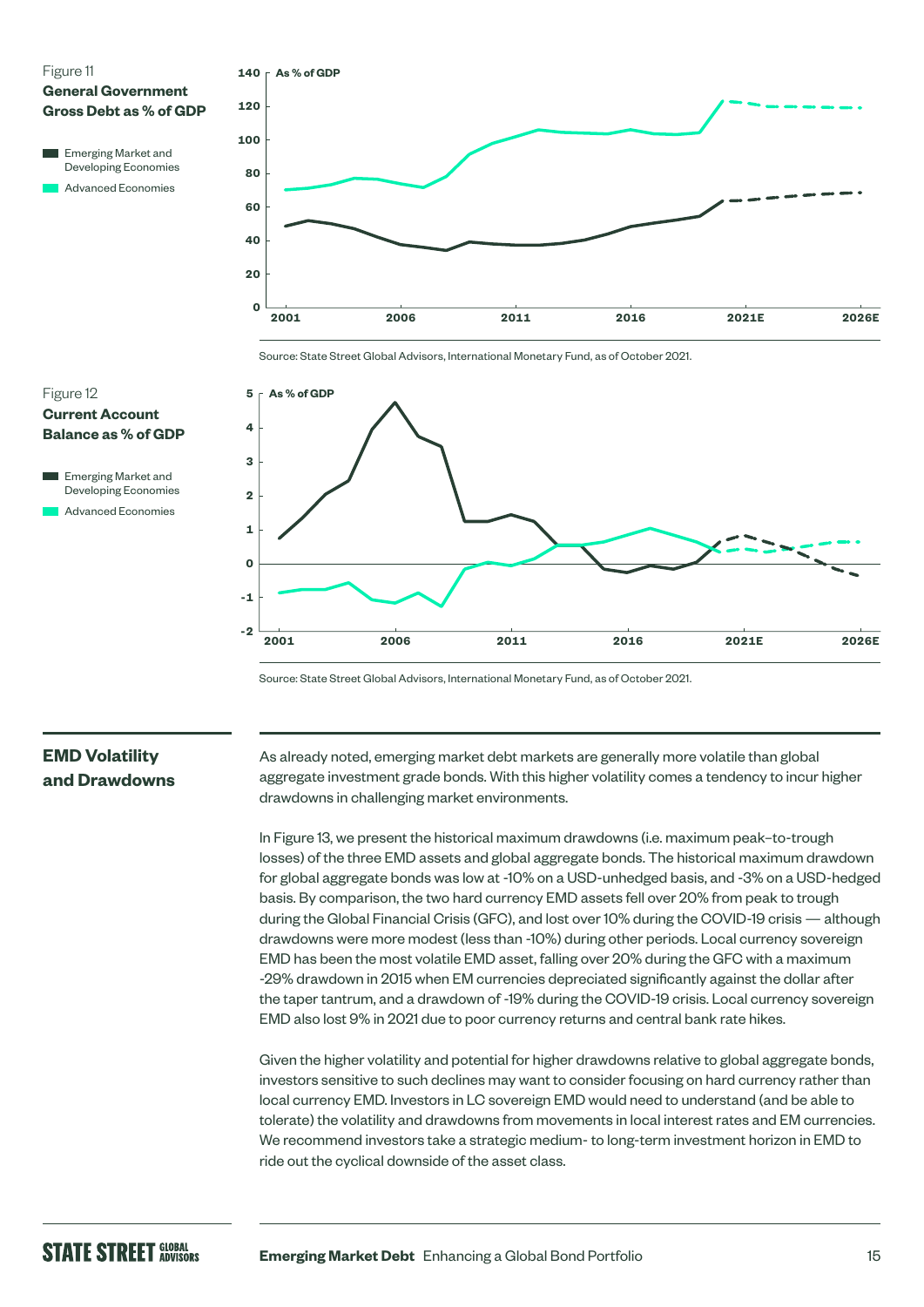Figure 11

**General Government Gross Debt as % of GDP**

- Emerging Market and Developing Economies
- Advanced Economies

Source: State Street Global Advisors, International Monetary Fund, as of October 2021.

Figure 12

**Current Account Balance as % of GDP**

- Emerging Market and Developing Economies
- Advanced Economies

Source: State Street Global Advisors, International Monetary Fund, as of October 2021.

## EMD Volatility and Drawdowns

As already noted, emerging market debt markets are generally more volatile than global aggregate investment grade bonds. With this higher volatility comes a tendency to incur higher drawdowns in challenging market environments.

In Figure 13, we present the historical maximum drawdowns (i.e. maximum peak-to-trough losses) of the three EMD assets and global aggregate bonds. The historical maximum drawdown for global aggregate bonds was low at -10% on a USD-unhedged basis, and -3% on a USD-hedged basis. By comparison, the two hard currency EMD assets fell over 20% from peak to trough during the Global Financial Crisis (GFC), and lost over 10% during the COVID-19 crisis — although drawdowns were more modest (less than -10%) during other periods. Local currency sovereign EMD has been the most volatile EMD asset, falling over 20% during the GFC with a maximum -29% drawdown in 2015 when EM currencies depreciated significantly against the dollar after the taper tantrum, and a drawdown of -19% during the COVID-19 crisis. Local currency sovereign EMD also lost 9% in 2021 due to poor currency returns and central bank rate hikes.

Given the higher volatility and potential for higher drawdowns relative to global aggregate bonds, investors sensitive to such declines may want to consider focusing on hard currency rather than local currency EMD. Investors in LC sovereign EMD would need to understand (and be able to tolerate) the volatility and drawdowns from movements in local interest rates and EM currencies. We recommend investors take a strategic medium- to long-term investment horizon in EMD to ride out the cyclical downside of the asset class.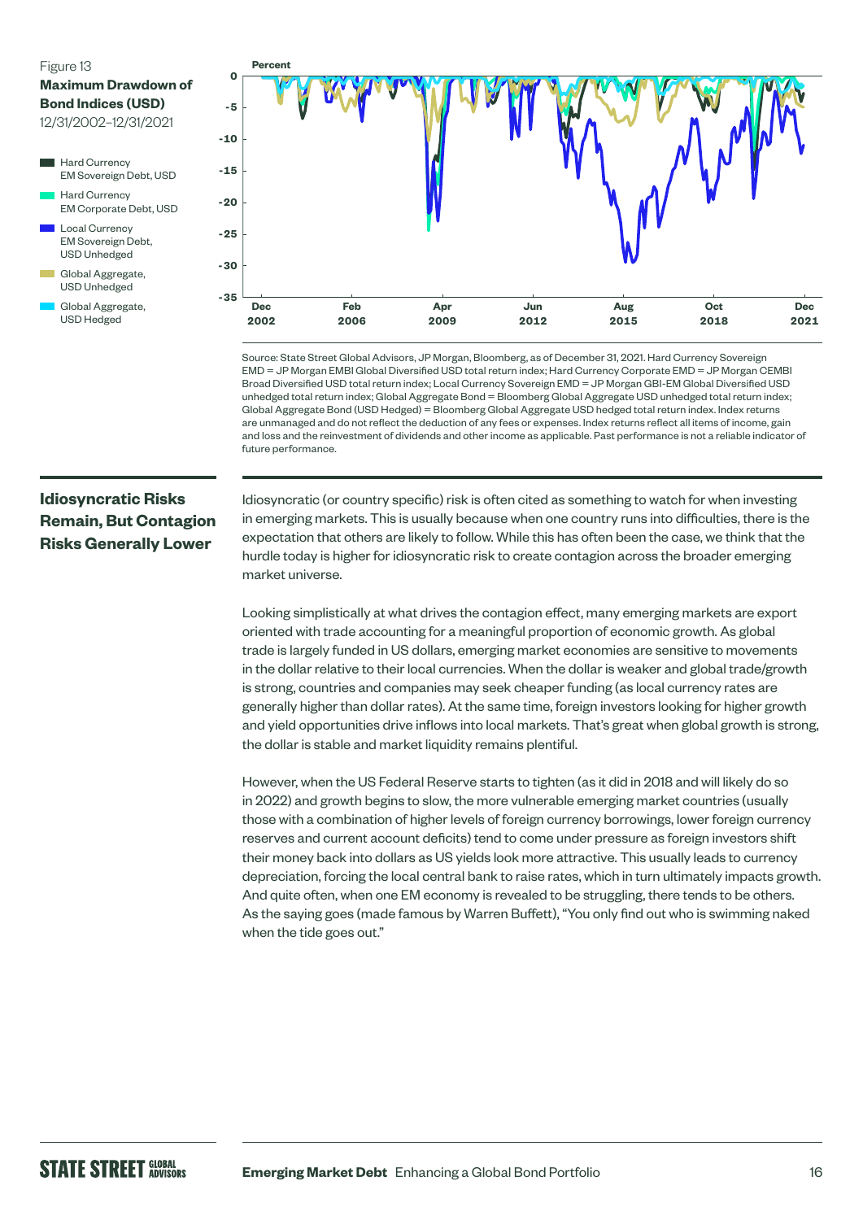Figure 13

**Maximum Drawdown of Bond Indices (USD)**

12/31/2002–12/31/2021

Source: State Street Global Advisors, JP Morgan, Bloomberg, as of December 31, 2021. Hard Currency Sovereign EMD = JP Morgan EMBI Global Diversified USD total return index; Hard Currency Corporate EMD = JP Morgan CEMBI Broad Diversified USD total return index; Local Currency Sovereign EMD = JP Morgan GBI-EM Global Diversified USD unhedged total return index; Global Aggregate Bond = Bloomberg Global Aggregate USD unhedged total return index. Global Aggregate Bond (USD Hedged) = Bloomberg Global Aggregate USD hedged total return index. Index returns are unmanaged and do not reflect the deduction of any fees or expenses. Index returns reflect all items of income, gain and loss and the reinvestment of dividends and other income as applicable. Past performance is not a reliable indicator of future performance.

## Idiosyncratic Risks Remain, But Contagion Risks Generally Lower

Idiosyncratic (or country specific) risk is often cited as something to watch for when investing in emerging markets. This is usually because when one country runs into difficulties, there is the expectation that others are likely to follow. While this has often been the case, we think that the hurdle today is higher for idiosyncratic risk to create contagion across the broader emerging market universe.

Looking simplistically at what drives the contagion effect, many emerging markets are export oriented with trade accounting for a meaningful proportion of economic growth. As global trade is largely funded in US dollars, emerging market economies are sensitive to movements in the dollar relative to their local currencies. When the dollar is weaker and global trade/growth is strong, countries and companies may seek cheaper funding (as local currency rates are generally higher than dollar rates). At the same time, foreign investors looking for higher growth and yield opportunities drive inflows into local markets. That's great when global growth is strong, the dollar is stable and market liquidity remains plentiful.

However, when the US Federal Reserve starts to tighten (as it did in 2018 and will likely do so in 2022) and growth begins to slow, the more vulnerable emerging market countries (usually those with a combination of higher levels of foreign currency borrowings, lower foreign currency reserves and current account deficits) tend to come under pressure as foreign investors shift their money back into dollars as US yields look more attractive. This usually leads to currency depreciation, forcing the local central bank to raise rates, which in turn ultimately impacts growth. And quite often, when one EM economy is revealed to be struggling, there tends to be others. As the saying goes (made famous by Warren Buffett), "You only find out who is swimming naked when the tide goes out."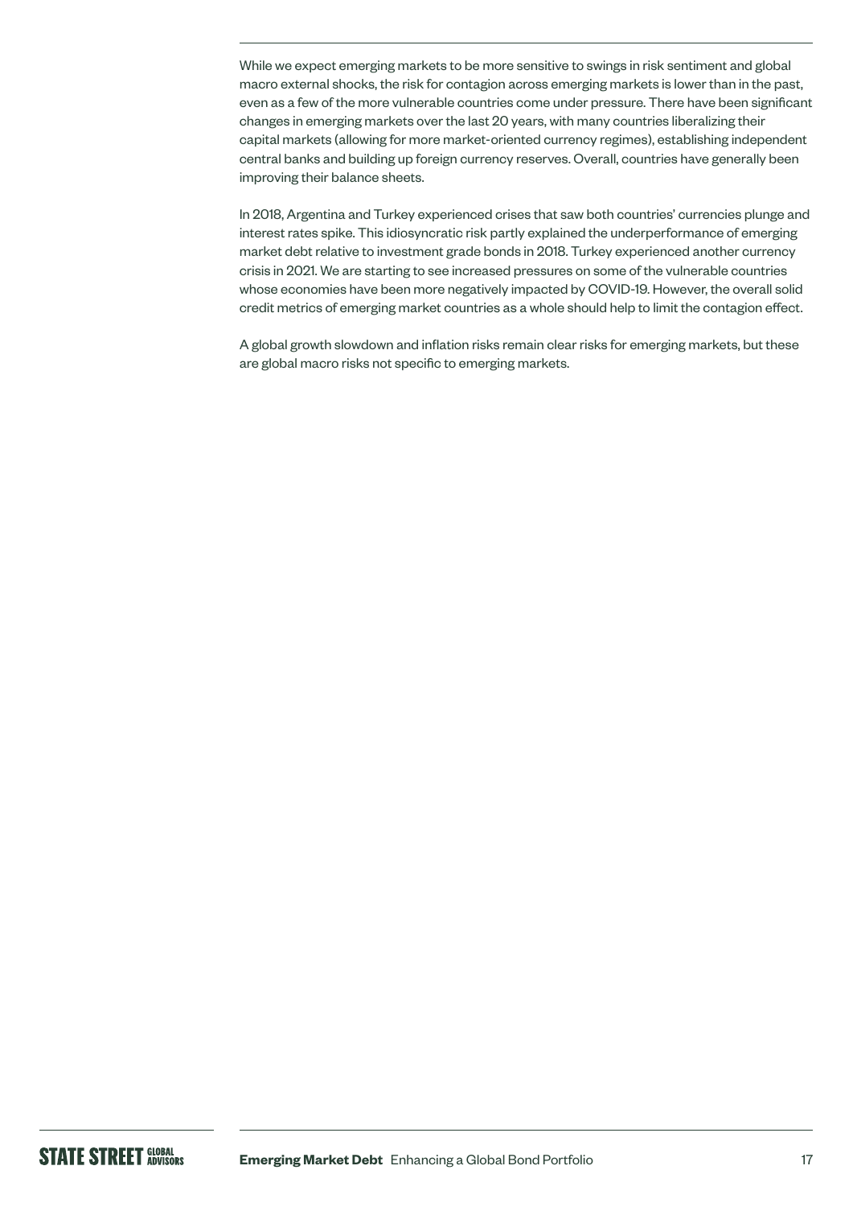While we expect emerging markets to be more sensitive to swings in risk sentiment and global macro external shocks, the risk for contagion across emerging markets is lower than in the past, even as a few of the more vulnerable countries come under pressure. There have been significant changes in emerging markets over the last 20 years, with many countries liberalizing their capital markets (allowing for more market-oriented currency regimes), establishing independent central banks and building up foreign currency reserves. Overall, countries have generally been improving their balance sheets.

In 2018, Argentina and Turkey experienced crises that saw both countries' currencies plunge and interest rates spike. This idiosyncratic risk partly explained the underperformance of emerging market debt relative to investment grade bonds in 2018. Turkey experienced another currency crisis in 2021. We are starting to see increased pressures on some of the vulnerable countries whose economies have been more negatively impacted by COVID-19. However, the overall solid credit metrics of emerging market countries as a whole should help to limit the contagion effect.

A global growth slowdown and inflation risks remain clear risks for emerging markets, but these are global macro risks not specific to emerging markets.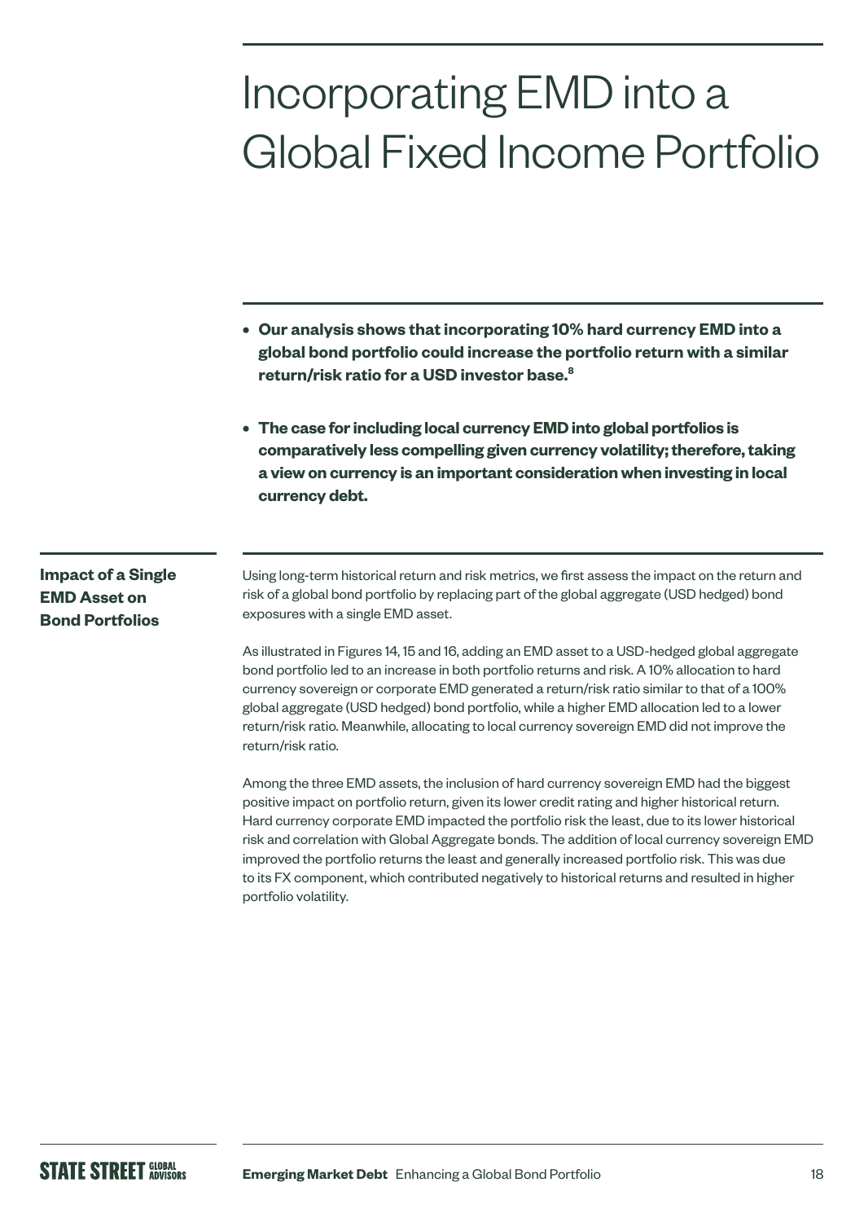# Incorporating EMD into a Global Fixed Income Portfolio

- **Our analysis shows that incorporating 10% hard currency EMD into a global bond portfolio could increase the portfolio return with a similar return/risk ratio for a USD investor base.[8]**
- **The case for including local currency EMD into global portfolios is comparatively less compelling given currency volatility; therefore, taking a view on currency is an important consideration when investing in local currency debt.**

## Impact of a Single EMD Asset on Bond Portfolios

Using long-term historical return and risk metrics, we first assess the impact on the return and risk of a global bond portfolio by replacing part of the global aggregate (USD hedged) bond exposures with a single EMD asset.

As illustrated in Figures 14, 15 and 16, adding an EMD asset to a USD-hedged global aggregate bond portfolio led to an increase in both portfolio returns and risk. A 10% allocation to hard currency sovereign or corporate EMD generated a return/risk ratio similar to that of a 100% global aggregate (USD hedged) bond portfolio, while a higher EMD allocation led to a lower return/risk ratio. Meanwhile, allocating to local currency sovereign EMD did not improve the return/risk ratio.

Among the three EMD assets, the inclusion of hard currency sovereign EMD had the biggest positive impact on portfolio return, given its lower credit rating and higher historical return. Hard currency corporate EMD impacted the portfolio risk the least, due to its lower historical risk and correlation with Global Aggregate bonds. The addition of local currency sovereign EMD improved the portfolio returns the least and generally increased portfolio risk. This was due to its FX component, which contributed negatively to historical returns and resulted in higher portfolio volatility.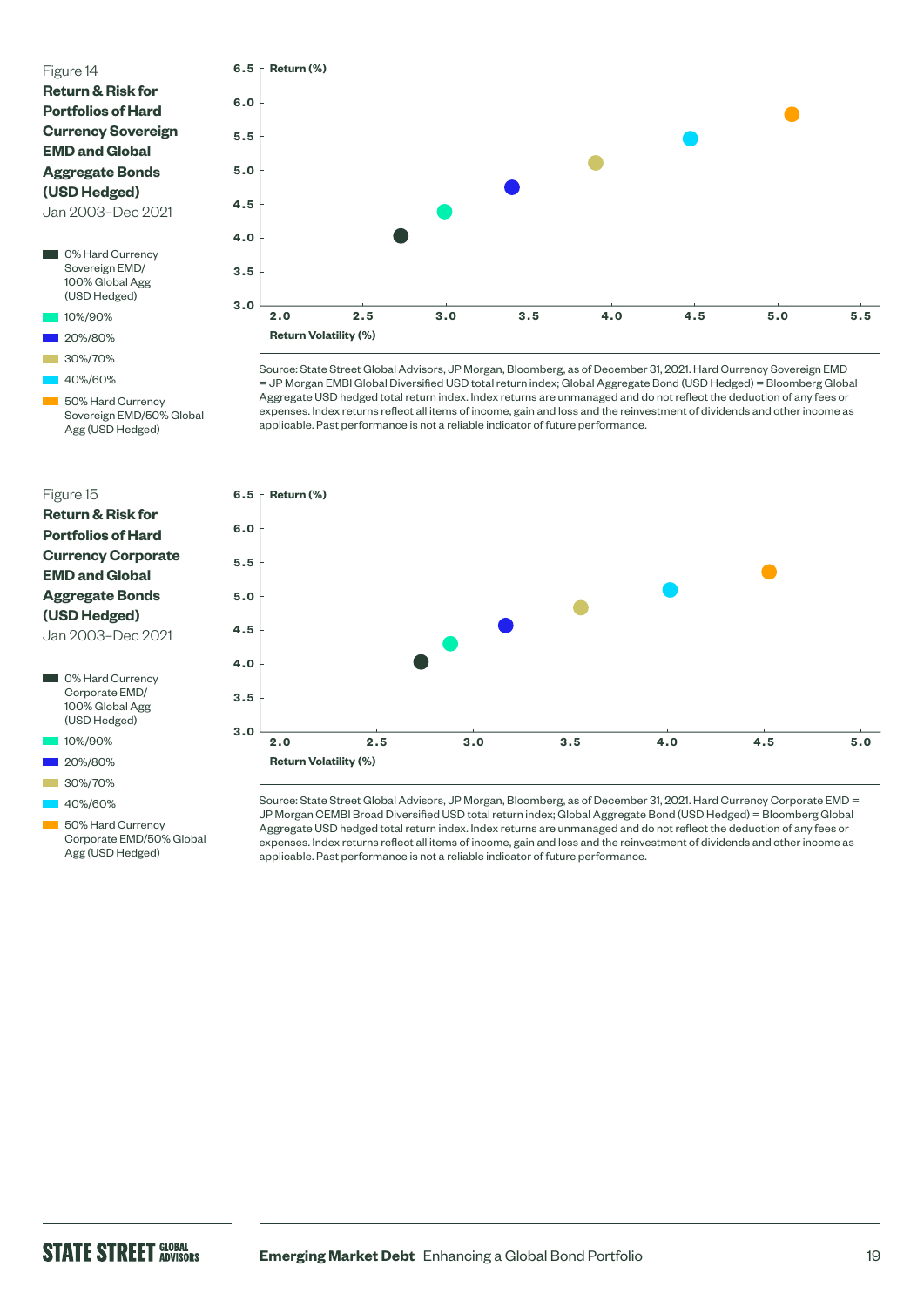Figure 14

**Return & Risk for Portfolios of Hard Currency Sovereign EMD and Global Aggregate Bonds (USD Hedged)**

Jan 2003–Dec 2021

- 0% Hard Currency Sovereign EMD/ 100% Global Agg (USD Hedged)
- 10%/90%
- 20%/80%
- 30%/70%
- 40%/60%
- 50% Hard Currency Sovereign EMD/50% Global Agg (USD Hedged)

Source: State Street Global Advisors, JP Morgan, Bloomberg, as of December 31, 2021. Hard Currency Sovereign EMD = JP Morgan EMBI Global Diversified USD total return index; Global Aggregate Bond (USD Hedged) = Bloomberg Global Aggregate USD hedged total return index. Index returns are unmanaged and do not reflect the deduction of any fees or expenses. Index returns reflect all items of income, gain and loss and the reinvestment of dividends and other income as applicable. Past performance is not a reliable indicator of future performance.

Figure 15

**Return & Risk for Portfolios of Hard Currency Corporate EMD and Global Aggregate Bonds (USD Hedged)**

Jan 2003–Dec 2021

- 0% Hard Currency Corporate EMD/ 100% Global Agg (USD Hedged)
- 10%/90%
- 20%/80%
- 30%/70%
- 40%/60%
- 50% Hard Currency Corporate EMD/50% Global Agg (USD Hedged)

Source: State Street Global Advisors, JP Morgan, Bloomberg, as of December 31, 2021. Hard Currency Corporate EMD = JP Morgan CEMBI Broad Diversified USD total return index; Global Aggregate Bond (USD Hedged) = Bloomberg Global Aggregate USD hedged total return index. Index returns are unmanaged and do not reflect the deduction of any fees or expenses. Index returns reflect all items of income, gain and loss and the reinvestment of dividends and other income as applicable. Past performance is not a reliable indicator of future performance.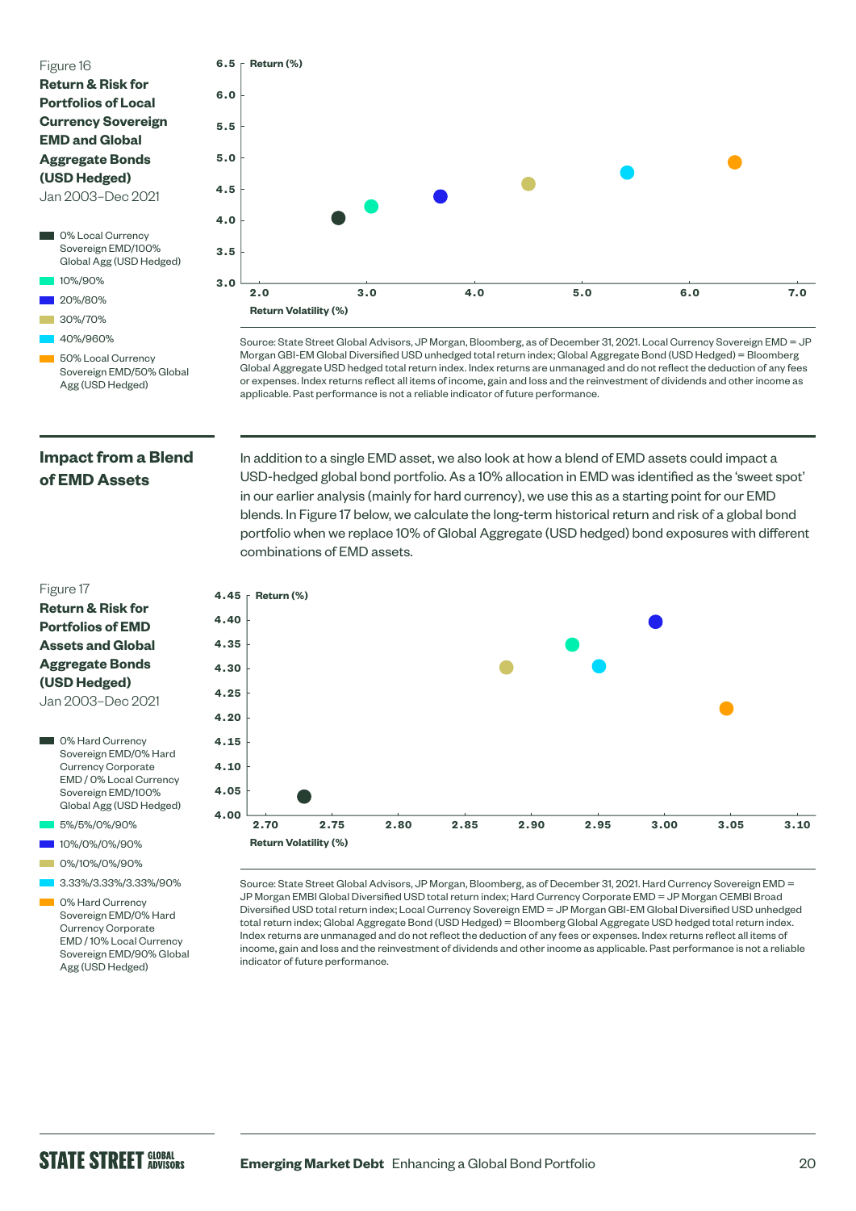Figure 16

**Return & Risk for Portfolios of Local Currency Sovereign EMD and Global Aggregate Bonds (USD Hedged)**

Jan 2003–Dec 2021

- 0% Local Currency Sovereign EMD/100% Global Agg (USD Hedged)
- 10%/90%
- 20%/80%
- 30%/70%
- 40%/960%
- 50% Local Currency Sovereign EMD/50% Global Agg (USD Hedged)

Return (%)

Return Volatility (%)

Source: State Street Global Advisors, JP Morgan, Bloomberg, as of December 31, 2021. Local Currency Sovereign EMD = JP Morgan GBI-EM Global Diversified USD unhedged total return index; Global Aggregate Bond (USD Hedged) = Bloomberg Global Aggregate USD hedged total return index. Index returns are unmanaged and do not reflect the deduction of any fees or expenses. Index returns reflect all items of income, gain and loss and the reinvestment of dividends and other income as applicable. Past performance is not a reliable indicator of future performance.

## Impact from a Blend of EMD Assets

In addition to a single EMD asset, we also look at how a blend of EMD assets could impact a USD-hedged global bond portfolio. As a 10% allocation in EMD was identified as the 'sweet spot' in our earlier analysis (mainly for hard currency), we use this as a starting point for our EMD blends. In Figure 17 below, we calculate the long-term historical return and risk of a global bond portfolio when we replace 10% of Global Aggregate (USD hedged) bond exposures with different combinations of EMD assets.

Figure 17

**Return & Risk for Portfolios of EMD Assets and Global Aggregate Bonds (USD Hedged)**

Jan 2003–Dec 2021

- 0% Hard Currency Sovereign EMD/0% Hard Currency Corporate EMD / 0% Local Currency Sovereign EMD/100% Global Agg (USD Hedged)
- 5%/5%/0%/90%
- 10%/0%/0%/90%
- 0%/10%/0%/90%
- 3.33%/3.33%/3.33%/90%
- 0% Hard Currency Sovereign EMD/0% Hard Currency Corporate EMD / 10% Local Currency Sovereign EMD/90% Global Agg (USD Hedged)

Return (%)

Return Volatility (%)

Source: State Street Global Advisors, JP Morgan, Bloomberg, as of December 31, 2021. Hard Currency Sovereign EMD = JP Morgan EMBI Global Diversified USD total return index; Hard Currency Corporate EMD = JP Morgan CEMBI Broad Diversified USD total return index; Local Currency Sovereign EMD = JP Morgan GBI-EM Global Diversified USD unhedged total return index; Global Aggregate Bond (USD Hedged) = Bloomberg Global Aggregate USD hedged total return index. Index returns are unmanaged and do not reflect the deduction of any fees or expenses. Index returns reflect all items of income, gain and loss and the reinvestment of dividends and other income as applicable. Past performance is not a reliable indicator of future performance.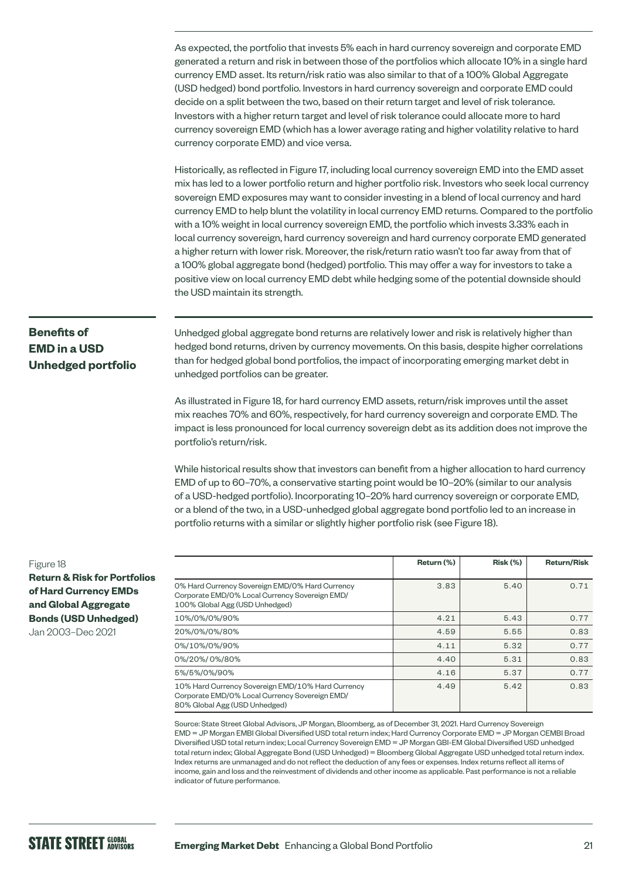As expected, the portfolio that invests 5% each in hard currency sovereign and corporate EMD generated a return and risk in between those of the portfolios which allocate 10% in a single hard currency EMD asset. Its return/risk ratio was also similar to that of a 100% Global Aggregate (USD hedged) bond portfolio. Investors in hard currency sovereign and corporate EMD could decide on a split between the two, based on their return target and level of risk tolerance. Investors with a higher return target and level of risk tolerance could allocate more to hard currency sovereign EMD (which has a lower average rating and higher volatility relative to hard currency corporate EMD) and vice versa.

Historically, as reflected in Figure 17, including local currency sovereign EMD into the EMD asset mix has led to a lower portfolio return and higher portfolio risk. Investors who seek local currency sovereign EMD exposures may want to consider investing in a blend of local currency and hard currency EMD to help blunt the volatility in local currency EMD returns. Compared to the portfolio with a 10% weight in local currency sovereign EMD, the portfolio which invests 3.33% each in local currency sovereign, hard currency sovereign and hard currency corporate EMD generated a higher return with lower risk. Moreover, the risk/return ratio wasn't too far away from that of a 100% global aggregate bond (hedged) portfolio. This may offer a way for investors to take a positive view on local currency EMD debt while hedging some of the potential downside should the USD maintain its strength.

## Benefits of EMD in a USD Unhedged portfolio

Unhedged global aggregate bond returns are relatively lower and risk is relatively higher than hedged bond returns, driven by currency movements. On this basis, despite higher correlations than for hedged global bond portfolios, the impact of incorporating emerging market debt in unhedged portfolios can be greater.

As illustrated in Figure 18, for hard currency EMD assets, return/risk improves until the asset mix reaches 70% and 60%, respectively, for hard currency sovereign and corporate EMD. The impact is less pronounced for local currency sovereign debt as its addition does not improve the portfolio's return/risk.

While historical results show that investors can benefit from a higher allocation to hard currency EMD of up to 60–70%, a conservative starting point would be 10–20% (similar to our analysis of a USD-hedged portfolio). Incorporating 10–20% hard currency sovereign or corporate EMD, or a blend of the two, in a USD-unhedged global aggregate bond portfolio led to an increase in portfolio returns with a similar or slightly higher portfolio risk (see Figure 18).

Figure 18
**Return & Risk for Portfolios of Hard Currency EMDs and Global Aggregate Bonds (USD Unhedged)**
Jan 2003–Dec 2021

| | Return (%) | Risk (%) | Return/Risk |
|---|---|---|---|
| 0% Hard Currency Sovereign EMD/0% Hard Currency Corporate EMD/0% Local Currency Sovereign EMD/ 100% Global Agg (USD Unhedged) | 3.83 | 5.40 | 0.71 |
| 10%/0%/0%/90% | 4.21 | 5.43 | 0.77 |
| 20%/0%/0%/80% | 4.59 | 5.55 | 0.83 |
| 0%/10%/0%/90% | 4.11 | 5.32 | 0.77 |
| 0%/20%/ 0%/80% | 4.40 | 5.31 | 0.83 |
| 5%/5%/0%/90% | 4.16 | 5.37 | 0.77 |
| 10% Hard Currency Sovereign EMD/10% Hard Currency Corporate EMD/0% Local Currency Sovereign EMD/ 80% Global Agg (USD Unhedged) | 4.49 | 5.42 | 0.83 |

Source: State Street Global Advisors, JP Morgan, Bloomberg, as of December 31, 2021. Hard Currency Sovereign EMD = JP Morgan EMBI Global Diversified USD total return index; Hard Currency Corporate EMD = JP Morgan CEMBI Broad Diversified USD total return index; Local Currency Sovereign EMD = JP Morgan GBI-EM Global Diversified USD unhedged total return index; Global Aggregate Bond (USD Unhedged) = Bloomberg Global Aggregate USD unhedged total return index. Index returns are unmanaged and do not reflect the deduction of any fees or expenses. Index returns reflect all items of income, gain and loss and the reinvestment of dividends and other income as applicable. Past performance is not a reliable indicator of future performance.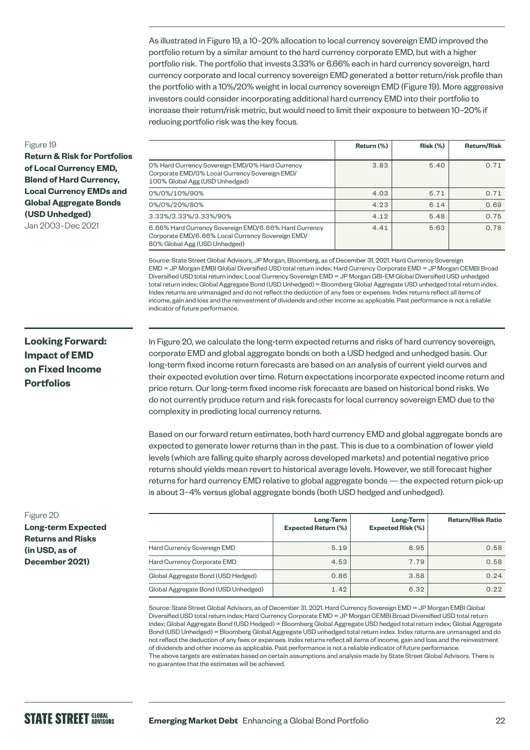As illustrated in Figure 19, a 10–20% allocation to local currency sovereign EMD improved the portfolio return by a similar amount to the hard currency corporate EMD, but with a higher portfolio risk. The portfolio that invests 3.33% or 6.66% each in hard currency sovereign, hard currency corporate and local currency sovereign EMD generated a better return/risk profile than the portfolio with a 10%/20% weight in local currency sovereign EMD (Figure 19). More aggressive investors could consider incorporating additional hard currency EMD into their portfolio to increase their return/risk metric, but would need to limit their exposure to between 10–20% if reducing portfolio risk was the key focus.

Figure 19
**Return & Risk for Portfolios of Local Currency EMD, Blend of Hard Currency, Local Currency EMDs and Global Aggregate Bonds (USD Unhedged)**
Jan 2003–Dec 2021

| | Return (%) | Risk (%) | Return/Risk |
|---|---|---|---|
| 0% Hard Currency Sovereign EMD/0% Hard Currency Corporate EMD/0% Local Currency Sovereign EMD/ 100% Global Agg (USD Unhedged) | 3.83 | 5.40 | 0.71 |
| 0%/0%/10%/90% | 4.03 | 5.71 | 0.71 |
| 0%/0%/20%/80% | 4.23 | 6.14 | 0.69 |
| 3.33%/3.33%/3.33%/90% | 4.12 | 5.48 | 0.75 |
| 6.66% Hard Currency Sovereign EMD/6.66% Hard Currency Corporate EMD/6.66% Local Currency Sovereign EMD/ 80% Global Agg (USD Unhedged) | 4.41 | 5.63 | 0.78 |

Source: State Street Global Advisors, JP Morgan, Bloomberg, as of December 31, 2021. Hard Currency Sovereign EMD = JP Morgan EMBI Global Diversified USD total return index; Hard Currency Corporate EMD = JP Morgan CEMBI Broad Diversified USD total return index; Local Currency Sovereign EMD = JP Morgan GBI-EM Global Diversified USD unhedged total return index; Global Aggregate Bond (USD Unhedged) = Bloomberg Global Aggregate USD unhedged total return index. Index returns are unmanaged and do not reflect the deduction of any fees or expenses. Index returns reflect all items of income, gain and loss and the reinvestment of dividends and other income as applicable. Past performance is not a reliable indicator of future performance.

## Looking Forward: Impact of EMD on Fixed Income Portfolios

In Figure 20, we calculate the long-term expected returns and risks of hard currency sovereign, corporate EMD and global aggregate bonds on both a USD hedged and unhedged basis. Our long-term fixed income return forecasts are based on an analysis of current yield curves and their expected evolution over time. Return expectations incorporate expected income return and price return. Our long-term fixed income risk forecasts are based on historical bond risks. We do not currently produce return and risk forecasts for local currency sovereign EMD due to the complexity in predicting local currency returns.

Based on our forward return estimates, both hard currency EMD and global aggregate bonds are expected to generate lower returns than in the past. This is due to a combination of lower yield levels (which are falling quite sharply across developed markets) and potential negative price returns should yields mean revert to historical average levels. However, we still forecast higher returns for hard currency EMD relative to global aggregate bonds — the expected return pick-up is about 3–4% versus global aggregate bonds (both USD hedged and unhedged).

Figure 20
**Long-term Expected Returns and Risks (in USD, as of December 2021)**

| | Long-Term Expected Return (%) | Long-Term Expected Risk (%) | Return/Risk Ratio |
|---|---|---|---|
| Hard Currency Sovereign EMD | 5.19 | 8.95 | 0.58 |
| Hard Currency Corporate EMD | 4.53 | 7.79 | 0.58 |
| Global Aggregate Bond (USD Hedged) | 0.86 | 3.58 | 0.24 |
| Global Aggregate Bond (USD Unhedged) | 1.42 | 6.32 | 0.22 |

Source: State Street Global Advisors, as of December 31, 2021. Hard Currency Sovereign EMD = JP Morgan EMBI Global Diversified USD total return index; Hard Currency Corporate EMD = JP Morgan CEMBI Broad Diversified USD total return index; Global Aggregate Bond (USD Hedged) = Bloomberg Global Aggregate USD hedged total return index; Global Aggregate Bond (USD Unhedged) = Bloomberg Global Aggregate USD unhedged total return index. Index returns are unmanaged and do not reflect the deduction of any fees or expenses. Index returns reflect all items of income, gain and loss and the reinvestment of dividends and other income as applicable. Past performance is not a reliable indicator of future performance.
The above targets are estimates based on certain assumptions and analysis made by State Street Global Advisors. There is no guarantee that the estimates will be achieved.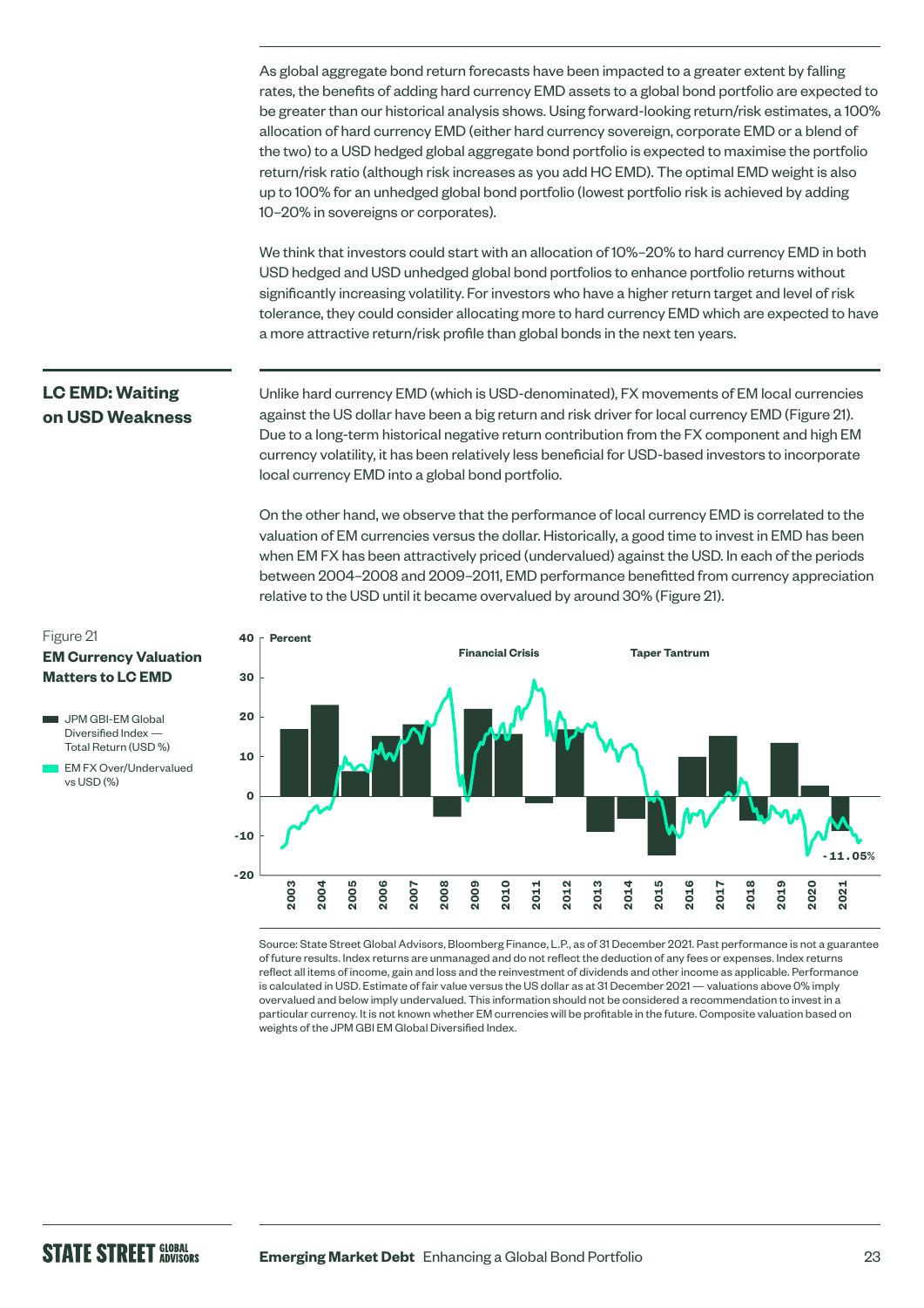As global aggregate bond return forecasts have been impacted to a greater extent by falling rates, the benefits of adding hard currency EMD assets to a global bond portfolio are expected to be greater than our historical analysis shows. Using forward-looking return/risk estimates, a 100% allocation of hard currency EMD (either hard currency sovereign, corporate EMD or a blend of the two) to a USD hedged global aggregate bond portfolio is expected to maximise the portfolio return/risk ratio (although risk increases as you add HC EMD). The optimal EMD weight is also up to 100% for an unhedged global bond portfolio (lowest portfolio risk is achieved by adding 10–20% in sovereigns or corporates).

We think that investors could start with an allocation of 10%–20% to hard currency EMD in both USD hedged and USD unhedged global bond portfolios to enhance portfolio returns without significantly increasing volatility. For investors who have a higher return target and level of risk tolerance, they could consider allocating more to hard currency EMD which are expected to have a more attractive return/risk profile than global bonds in the next ten years.

## LC EMD: Waiting on USD Weakness

Unlike hard currency EMD (which is USD-denominated), FX movements of EM local currencies against the US dollar have been a big return and risk driver for local currency EMD (Figure 21). Due to a long-term historical negative return contribution from the FX component and high EM currency volatility, it has been relatively less beneficial for USD-based investors to incorporate local currency EMD into a global bond portfolio.

On the other hand, we observe that the performance of local currency EMD is correlated to the valuation of EM currencies versus the dollar. Historically, a good time to invest in EMD has been when EM FX has been attractively priced (undervalued) against the USD. In each of the periods between 2004–2008 and 2009–2011, EMD performance benefitted from currency appreciation relative to the USD until it became overvalued by around 30% (Figure 21).

Figure 21
**EM Currency Valuation Matters to LC EMD**

- JPM GBI-EM Global Diversified Index — Total Return (USD %)
- EM FX Over/Undervalued vs USD (%)

Source: State Street Global Advisors, Bloomberg Finance, L.P., as of 31 December 2021. Past performance is not a guarantee of future results. Index returns are unmanaged and do not reflect the deduction of any fees or expenses. Index returns reflect all items of income, gain and loss and the reinvestment of dividends and other income as applicable. Performance is calculated in USD. Estimate of fair value versus the US dollar as at 31 December 2021 — valuations above 0% imply overvalued and below imply undervalued. This information should not be considered a recommendation to invest in a particular currency. It is not known whether EM currencies will be profitable in the future. Composite valuation based on weights of the JPM GBI EM Global Diversified Index.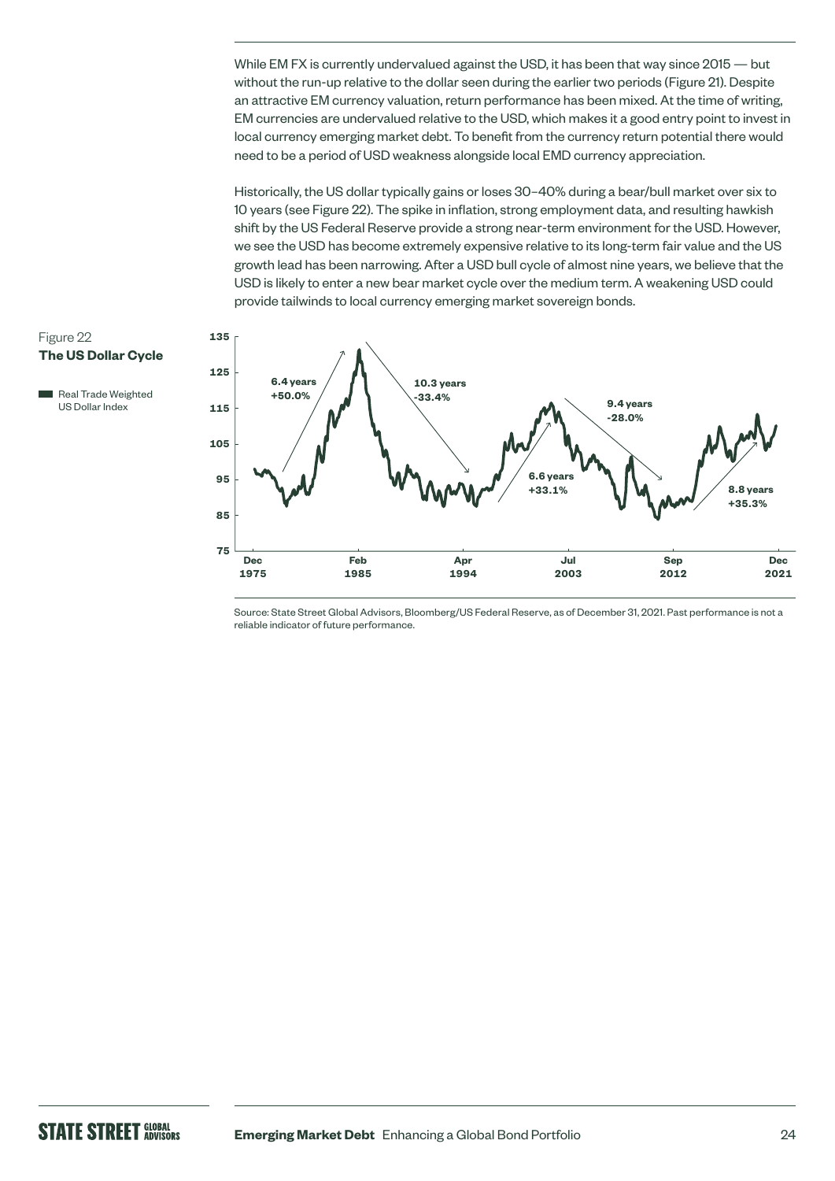While EM FX is currently undervalued against the USD, it has been that way since 2015 — but without the run-up relative to the dollar seen during the earlier two periods (Figure 21). Despite an attractive EM currency valuation, return performance has been mixed. At the time of writing, EM currencies are undervalued relative to the USD, which makes it a good entry point to invest in local currency emerging market debt. To benefit from the currency return potential there would need to be a period of USD weakness alongside local EMD currency appreciation.

Historically, the US dollar typically gains or loses 30–40% during a bear/bull market over six to 10 years (see Figure 22). The spike in inflation, strong employment data, and resulting hawkish shift by the US Federal Reserve provide a strong near-term environment for the USD. However, we see the USD has become extremely expensive relative to its long-term fair value and the US growth lead has been narrowing. After a USD bull cycle of almost nine years, we believe that the USD is likely to enter a new bear market cycle over the medium term. A weakening USD could provide tailwinds to local currency emerging market sovereign bonds.

Figure 22
**The US Dollar Cycle**

Real Trade Weighted US Dollar Index

6.4 years +50.0% | 10.3 years -33.4% | 6.6 years +33.1% | 9.4 years -28.0% | 8.8 years +35.3%

Dec 1975 | Feb 1985 | Apr 1994 | Jul 2003 | Sep 2012 | Dec 2021

Source: State Street Global Advisors, Bloomberg/US Federal Reserve, as of December 31, 2021. Past performance is not a reliable indicator of future performance.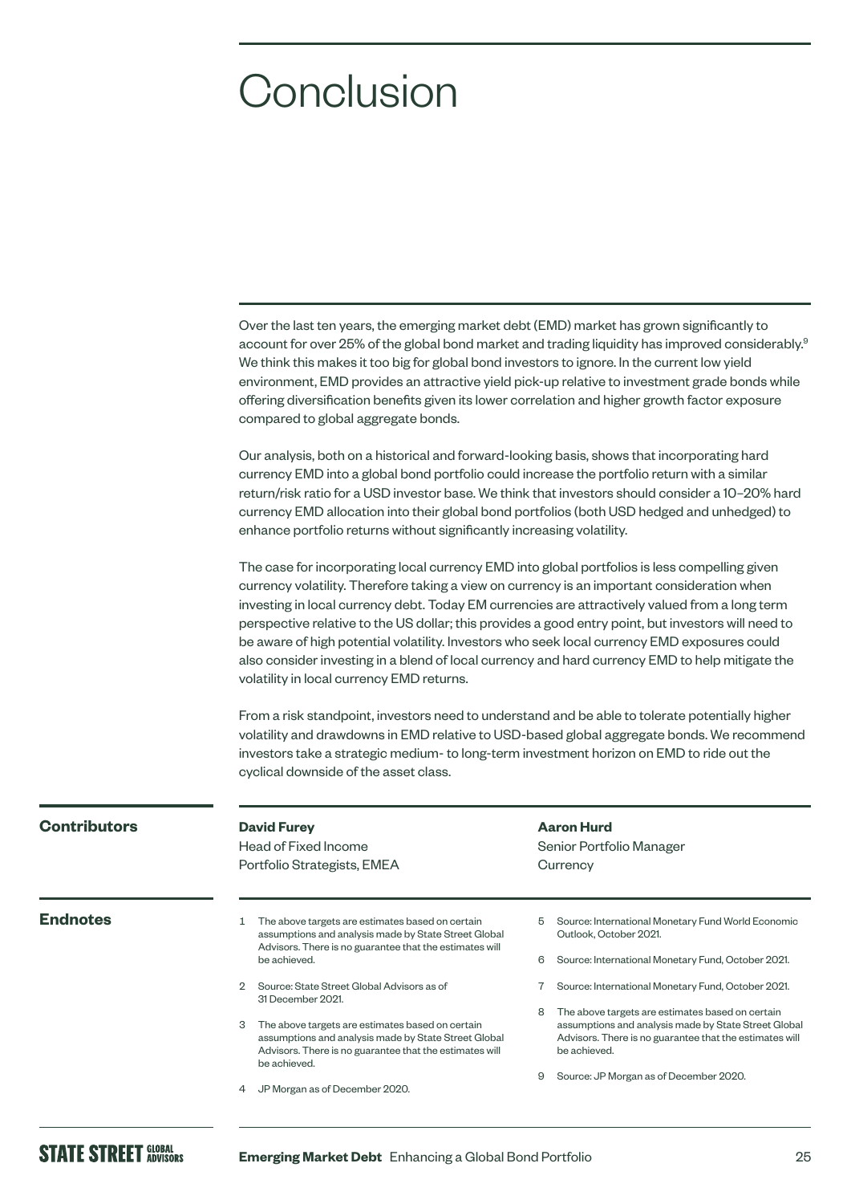# Conclusion

Over the last ten years, the emerging market debt (EMD) market has grown significantly to account for over 25% of the global bond market and trading liquidity has improved considerably.[9] We think this makes it too big for global bond investors to ignore. In the current low yield environment, EMD provides an attractive yield pick-up relative to investment grade bonds while offering diversification benefits given its lower correlation and higher growth factor exposure compared to global aggregate bonds.

Our analysis, both on a historical and forward-looking basis, shows that incorporating hard currency EMD into a global bond portfolio could increase the portfolio return with a similar return/risk ratio for a USD investor base. We think that investors should consider a 10–20% hard currency EMD allocation into their global bond portfolios (both USD hedged and unhedged) to enhance portfolio returns without significantly increasing volatility.

The case for incorporating local currency EMD into global portfolios is less compelling given currency volatility. Therefore taking a view on currency is an important consideration when investing in local currency debt. Today EM currencies are attractively valued from a long term perspective relative to the US dollar; this provides a good entry point, but investors will need to be aware of high potential volatility. Investors who seek local currency EMD exposures could also consider investing in a blend of local currency and hard currency EMD to help mitigate the volatility in local currency EMD returns.

From a risk standpoint, investors need to understand and be able to tolerate potentially higher volatility and drawdowns in EMD relative to USD-based global aggregate bonds. We recommend investors take a strategic medium- to long-term investment horizon on EMD to ride out the cyclical downside of the asset class.

## Contributors

**David Furey**
Head of Fixed Income
Portfolio Strategists, EMEA

**Aaron Hurd**
Senior Portfolio Manager
Currency

## Endnotes

1. The above targets are estimates based on certain assumptions and analysis made by State Street Global Advisors. There is no guarantee that the estimates will be achieved.
2. Source: State Street Global Advisors as of 31 December 2021.
3. The above targets are estimates based on certain assumptions and analysis made by State Street Global Advisors. There is no guarantee that the estimates will be achieved.
4. JP Morgan as of December 2020.
5. Source: International Monetary Fund World Economic Outlook, October 2021.
6. Source: International Monetary Fund, October 2021.
7. Source: International Monetary Fund, October 2021.
8. The above targets are estimates based on certain assumptions and analysis made by State Street Global Advisors. There is no guarantee that the estimates will be achieved.
9. Source: JP Morgan as of December 2020.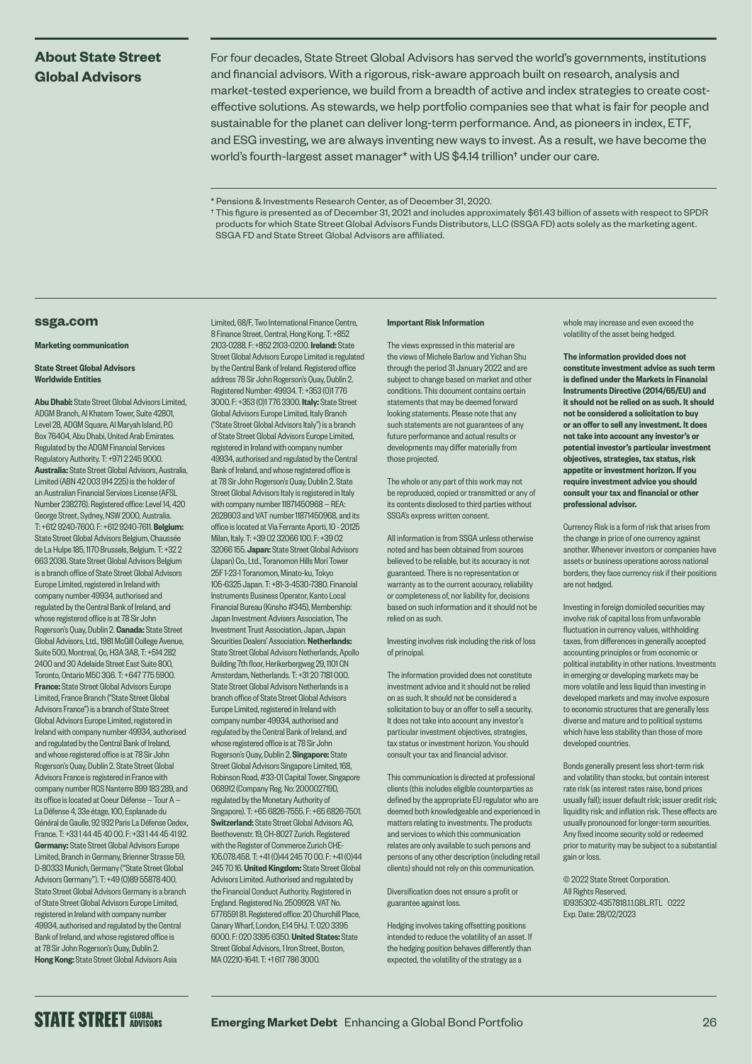## About State Street Global Advisors

For four decades, State Street Global Advisors has served the world's governments, institutions and financial advisors. With a rigorous, risk-aware approach built on research, analysis and market-tested experience, we build from a breadth of active and index strategies to create cost-effective solutions. As stewards, we help portfolio companies see that what is fair for people and sustainable for the planet can deliver long-term performance. And, as pioneers in index, ETF, and ESG investing, we are always inventing new ways to invest. As a result, we have become the world's fourth-largest asset manager* with US $4.14 trillion† under our care.

\* Pensions & Investments Research Center, as of December 31, 2020.

† This figure is presented as of December 31, 2021 and includes approximately $61.43 billion of assets with respect to SPDR products for which State Street Global Advisors Funds Distributors, LLC (SSGA FD) acts solely as the marketing agent. SSGA FD and State Street Global Advisors are affiliated.

**ssga.com**

**Marketing communication**

**State Street Global Advisors Worldwide Entities**

**Abu Dhabi:** State Street Global Advisors Limited, ADGM Branch, Al Khatem Tower, Suite 42801, Level 28, ADGM Square, Al Maryah Island, P.O Box 76404, Abu Dhabi, United Arab Emirates. Regulated by the ADGM Financial Services Regulatory Authority. T: +971 2 245 9000. **Australia:** State Street Global Advisors, Australia, Limited (ABN 42 003 914 225) is the holder of an Australian Financial Services License (AFSL Number 238276). Registered office: Level 14, 420 George Street, Sydney, NSW 2000, Australia. T: +612 9240-7600. F: +612 9240-7611. **Belgium:** State Street Global Advisors Belgium, Chaussée de La Hulpe 185, 1170 Brussels, Belgium. T: +32 2 663 2036. State Street Global Advisors Belgium is a branch office of State Street Global Advisors Europe Limited, registered in Ireland with company number 49934, authorised and regulated by the Central Bank of Ireland, and whose registered office is at 78 Sir John Rogerson's Quay, Dublin 2. **Canada:** State Street Global Advisors, Ltd., 1981 McGill College Avenue, Suite 500, Montreal, Qc, H3A 3A8, T: +514 282 2400 and 30 Adelaide Street East Suite 800, Toronto, Ontario M5C 3G6. T: +647 775 5900. **France:** State Street Global Advisors Europe Limited, France Branch ("State Street Global Advisors France") is a branch of State Street Global Advisors Europe Limited, registered in Ireland with company number 49934, authorised and regulated by the Central Bank of Ireland, and whose registered office is at 78 Sir John Rogerson's Quay, Dublin 2. State Street Global Advisors France is registered in France with company number RCS Nanterre 899 183 289, and its office is located at Coeur Défense — Tour A — La Défense 4, 33e étage, 100, Esplanade du Général de Gaulle, 92 932 Paris La Défense Cedex, France. T: +33 1 44 45 40 00. F: +33 1 44 45 41 92. **Germany:** State Street Global Advisors Europe Limited, Branch in Germany, Brienner Strasse 59, D-80333 Munich, Germany ("State Street Global Advisors Germany"). T: +49 (0)89 55878 400. State Street Global Advisors Germany is a branch of State Street Global Advisors Europe Limited, registered in Ireland with company number 49934, authorised and regulated by the Central Bank of Ireland, and whose registered office is at 78 Sir John Rogerson's Quay, Dublin 2. **Hong Kong:** State Street Global Advisors Asia Limited, 68/F, Two International Finance Centre, 8 Finance Street, Central, Hong Kong. T: +852 2103-0288. F: +852 2103-0200. **Ireland:** State Street Global Advisors Europe Limited is regulated by the Central Bank of Ireland. Registered office address 78 Sir John Rogerson's Quay, Dublin 2. Registered Number: 49934. T: +353 (0)1 776 3000. F: +353 (0)1 776 3300. **Italy:** State Street Global Advisors Europe Limited, Italy Branch ("State Street Global Advisors Italy") is a branch of State Street Global Advisors Europe Limited, registered in Ireland with company number 49934, authorised and regulated by the Central Bank of Ireland, and whose registered office is at 78 Sir John Rogerson's Quay, Dublin 2. State Street Global Advisors Italy is registered in Italy with company number 11871450968 — REA: 2628603 and VAT number 11871450968, and its office is located at Via Ferrante Aporti, 10 - 20125 Milan, Italy. T: +39 02 32066 100. F: +39 02 32066 155. **Japan:** State Street Global Advisors (Japan) Co., Ltd., Toranomon Hills Mori Tower 25F 1-23-1 Toranomon, Minato-ku, Tokyo 105-6325 Japan. T: +81-3-4530-7380. Financial Instruments Business Operator, Kanto Local Financial Bureau (Kinsho #345), Membership: Japan Investment Advisers Association, The Investment Trust Association, Japan, Japan Securities Dealers' Association. **Netherlands:** State Street Global Advisors Netherlands, Apollo Building 7th floor, Herikerbergweg 29, 1101 CN Amsterdam, Netherlands. T: +31 20 7181 000. State Street Global Advisors Netherlands is a branch office of State Street Global Advisors Europe Limited, registered in Ireland with company number 49934, authorised and regulated by the Central Bank of Ireland, and whose registered office is at 78 Sir John Rogerson's Quay, Dublin 2. **Singapore:** State Street Global Advisors Singapore Limited, 168, Robinson Road, #33-01 Capital Tower, Singapore 068912 (Company Reg. No: 200002719D, regulated by the Monetary Authority of Singapore). T: +65 6826-7555. F: +65 6826-7501. **Switzerland:** State Street Global Advisors AG, Beethovenstr. 19, CH-8027 Zurich. Registered with the Register of Commerce Zurich CHE-105.078.458. T: +41 (0)44 245 70 00. F: +41 (0)44 245 70 16. **United Kingdom:** State Street Global Advisors Limited. Authorised and regulated by the Financial Conduct Authority. Registered in England. Registered No. 2509928. VAT No. 5776591 81. Registered office: 20 Churchill Place, Canary Wharf, London, E14 5HJ. T: 020 3395 6000. F: 020 3395 6350. **United States:** State Street Global Advisors, 1 Iron Street, Boston, MA 02210-1641. T: +1 617 786 3000.

**Important Risk Information**

The views expressed in this material are the views of Michele Barlow and Yichan Shu through the period 31 January 2022 and are subject to change based on market and other conditions. This document contains certain statements that may be deemed forward looking statements. Please note that any such statements are not guarantees of any future performance and actual results or developments may differ materially from those projected.

The whole or any part of this work may not be reproduced, copied or transmitted or any of its contents disclosed to third parties without SSGA's express written consent.

All information is from SSGA unless otherwise noted and has been obtained from sources believed to be reliable, but its accuracy is not guaranteed. There is no representation or warranty as to the current accuracy, reliability or completeness of, nor liability for, decisions based on such information and it should not be relied on as such.

Investing involves risk including the risk of loss of principal.

The information provided does not constitute investment advice and it should not be relied on as such. It should not be considered a solicitation to buy or an offer to sell a security. It does not take into account any investor's particular investment objectives, strategies, tax status or investment horizon. You should consult your tax and financial advisor.

This communication is directed at professional clients (this includes eligible counterparties as defined by the appropriate EU regulator who are deemed both knowledgeable and experienced in matters relating to investments. The products and services to which this communication relates are only available to such persons and persons of any other description (including retail clients) should not rely on this communication.

Diversification does not ensure a profit or guarantee against loss.

Hedging involves taking offsetting positions intended to reduce the volatility of an asset. If the hedging position behaves differently than expected, the volatility of the strategy as a whole may increase and even exceed the volatility of the asset being hedged.

**The information provided does not constitute investment advice as such term is defined under the Markets in Financial Instruments Directive (2014/65/EU) and it should not be relied on as such. It should not be considered a solicitation to buy or an offer to sell any investment. It does not take into account any investor's or potential investor's particular investment objectives, strategies, tax status, risk appetite or investment horizon. If you require investment advice you should consult your tax and financial or other professional advisor.**

Currency Risk is a form of risk that arises from the change in price of one currency against another. Whenever investors or companies have assets or business operations across national borders, they face currency risk if their positions are not hedged.

Investing in foreign domiciled securities may involve risk of capital loss from unfavorable fluctuation in currency values, withholding taxes, from differences in generally accepted accounting principles or from economic or political instability in other nations. Investments in emerging or developing markets may be more volatile and less liquid than investing in developed markets and may involve exposure to economic structures that are generally less diverse and mature and to political systems which have less stability than those of more developed countries.

Bonds generally present less short-term risk and volatility than stocks, but contain interest rate risk (as interest rates raise, bond prices usually fall); issuer default risk; issuer credit risk; liquidity risk; and inflation risk. These effects are usually pronounced for longer-term securities. Any fixed income security sold or redeemed prior to maturity may be subject to a substantial gain or loss.

© 2022 State Street Corporation.
All Rights Reserved.
ID935302-4357818.1.1.GBL.RTL 0222
Exp. Date: 28/02/2023